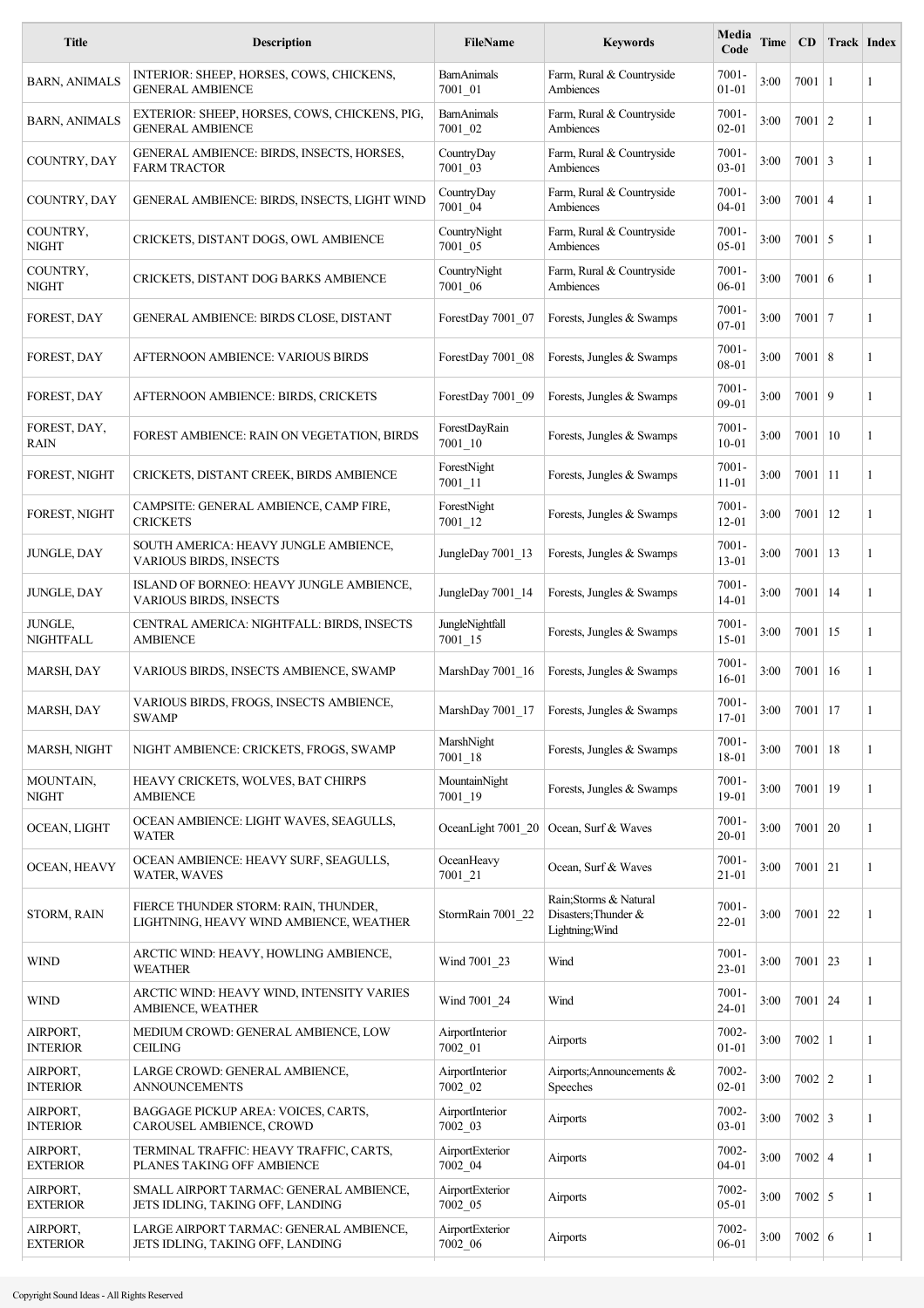| Title | Description | FileName | Keywords | Media Code | Time | CD | Track | Index |
|---|---|---|---|---|---|---|---|---|
| BARN, ANIMALS | INTERIOR: SHEEP, HORSES, COWS, CHICKENS, GENERAL AMBIENCE | BarnAnimals 7001_01 | Farm, Rural & Countryside Ambiences | 7001-01-01 | 3:00 | 7001 | 1 | 1 |
| BARN, ANIMALS | EXTERIOR: SHEEP, HORSES, COWS, CHICKENS, PIG, GENERAL AMBIENCE | BarnAnimals 7001_02 | Farm, Rural & Countryside Ambiences | 7001-02-01 | 3:00 | 7001 | 2 | 1 |
| COUNTRY, DAY | GENERAL AMBIENCE: BIRDS, INSECTS, HORSES, FARM TRACTOR | CountryDay 7001_03 | Farm, Rural & Countryside Ambiences | 7001-03-01 | 3:00 | 7001 | 3 | 1 |
| COUNTRY, DAY | GENERAL AMBIENCE: BIRDS, INSECTS, LIGHT WIND | CountryDay 7001_04 | Farm, Rural & Countryside Ambiences | 7001-04-01 | 3:00 | 7001 | 4 | 1 |
| COUNTRY, NIGHT | CRICKETS, DISTANT DOGS, OWL AMBIENCE | CountryNight 7001_05 | Farm, Rural & Countryside Ambiences | 7001-05-01 | 3:00 | 7001 | 5 | 1 |
| COUNTRY, NIGHT | CRICKETS, DISTANT DOG BARKS AMBIENCE | CountryNight 7001_06 | Farm, Rural & Countryside Ambiences | 7001-06-01 | 3:00 | 7001 | 6 | 1 |
| FOREST, DAY | GENERAL AMBIENCE: BIRDS CLOSE, DISTANT | ForestDay 7001_07 | Forests, Jungles & Swamps | 7001-07-01 | 3:00 | 7001 | 7 | 1 |
| FOREST, DAY | AFTERNOON AMBIENCE: VARIOUS BIRDS | ForestDay 7001_08 | Forests, Jungles & Swamps | 7001-08-01 | 3:00 | 7001 | 8 | 1 |
| FOREST, DAY | AFTERNOON AMBIENCE: BIRDS, CRICKETS | ForestDay 7001_09 | Forests, Jungles & Swamps | 7001-09-01 | 3:00 | 7001 | 9 | 1 |
| FOREST, DAY, RAIN | FOREST AMBIENCE: RAIN ON VEGETATION, BIRDS | ForestDayRain 7001_10 | Forests, Jungles & Swamps | 7001-10-01 | 3:00 | 7001 | 10 | 1 |
| FOREST, NIGHT | CRICKETS, DISTANT CREEK, BIRDS AMBIENCE | ForestNight 7001_11 | Forests, Jungles & Swamps | 7001-11-01 | 3:00 | 7001 | 11 | 1 |
| FOREST, NIGHT | CAMPSITE: GENERAL AMBIENCE, CAMP FIRE, CRICKETS | ForestNight 7001_12 | Forests, Jungles & Swamps | 7001-12-01 | 3:00 | 7001 | 12 | 1 |
| JUNGLE, DAY | SOUTH AMERICA: HEAVY JUNGLE AMBIENCE, VARIOUS BIRDS, INSECTS | JungleDay 7001_13 | Forests, Jungles & Swamps | 7001-13-01 | 3:00 | 7001 | 13 | 1 |
| JUNGLE, DAY | ISLAND OF BORNEO: HEAVY JUNGLE AMBIENCE, VARIOUS BIRDS, INSECTS | JungleDay 7001_14 | Forests, Jungles & Swamps | 7001-14-01 | 3:00 | 7001 | 14 | 1 |
| JUNGLE, NIGHTFALL | CENTRAL AMERICA: NIGHTFALL: BIRDS, INSECTS AMBIENCE | JungleNightfall 7001_15 | Forests, Jungles & Swamps | 7001-15-01 | 3:00 | 7001 | 15 | 1 |
| MARSH, DAY | VARIOUS BIRDS, INSECTS AMBIENCE, SWAMP | MarshDay 7001_16 | Forests, Jungles & Swamps | 7001-16-01 | 3:00 | 7001 | 16 | 1 |
| MARSH, DAY | VARIOUS BIRDS, FROGS, INSECTS AMBIENCE, SWAMP | MarshDay 7001_17 | Forests, Jungles & Swamps | 7001-17-01 | 3:00 | 7001 | 17 | 1 |
| MARSH, NIGHT | NIGHT AMBIENCE: CRICKETS, FROGS, SWAMP | MarshNight 7001_18 | Forests, Jungles & Swamps | 7001-18-01 | 3:00 | 7001 | 18 | 1 |
| MOUNTAIN, NIGHT | HEAVY CRICKETS, WOLVES, BAT CHIRPS AMBIENCE | MountainNight 7001_19 | Forests, Jungles & Swamps | 7001-19-01 | 3:00 | 7001 | 19 | 1 |
| OCEAN, LIGHT | OCEAN AMBIENCE: LIGHT WAVES, SEAGULLS, WATER | OceanLight 7001_20 | Ocean, Surf & Waves | 7001-20-01 | 3:00 | 7001 | 20 | 1 |
| OCEAN, HEAVY | OCEAN AMBIENCE: HEAVY SURF, SEAGULLS, WATER, WAVES | OceanHeavy 7001_21 | Ocean, Surf & Waves | 7001-21-01 | 3:00 | 7001 | 21 | 1 |
| STORM, RAIN | FIERCE THUNDER STORM: RAIN, THUNDER, LIGHTNING, HEAVY WIND AMBIENCE, WEATHER | StormRain 7001_22 | Rain;Storms & Natural Disasters;Thunder & Lightning;Wind | 7001-22-01 | 3:00 | 7001 | 22 | 1 |
| WIND | ARCTIC WIND: HEAVY, HOWLING AMBIENCE, WEATHER | Wind 7001_23 | Wind | 7001-23-01 | 3:00 | 7001 | 23 | 1 |
| WIND | ARCTIC WIND: HEAVY WIND, INTENSITY VARIES AMBIENCE, WEATHER | Wind 7001_24 | Wind | 7001-24-01 | 3:00 | 7001 | 24 | 1 |
| AIRPORT, INTERIOR | MEDIUM CROWD: GENERAL AMBIENCE, LOW CEILING | AirportInterior 7002_01 | Airports | 7002-01-01 | 3:00 | 7002 | 1 | 1 |
| AIRPORT, INTERIOR | LARGE CROWD: GENERAL AMBIENCE, ANNOUNCEMENTS | AirportInterior 7002_02 | Airports;Announcements & Speeches | 7002-02-01 | 3:00 | 7002 | 2 | 1 |
| AIRPORT, INTERIOR | BAGGAGE PICKUP AREA: VOICES, CARTS, CAROUSEL AMBIENCE, CROWD | AirportInterior 7002_03 | Airports | 7002-03-01 | 3:00 | 7002 | 3 | 1 |
| AIRPORT, EXTERIOR | TERMINAL TRAFFIC: HEAVY TRAFFIC, CARTS, PLANES TAKING OFF AMBIENCE | AirportExterior 7002_04 | Airports | 7002-04-01 | 3:00 | 7002 | 4 | 1 |
| AIRPORT, EXTERIOR | SMALL AIRPORT TARMAC: GENERAL AMBIENCE, JETS IDLING, TAKING OFF, LANDING | AirportExterior 7002_05 | Airports | 7002-05-01 | 3:00 | 7002 | 5 | 1 |
| AIRPORT, EXTERIOR | LARGE AIRPORT TARMAC: GENERAL AMBIENCE, JETS IDLING, TAKING OFF, LANDING | AirportExterior 7002_06 | Airports | 7002-06-01 | 3:00 | 7002 | 6 | 1 |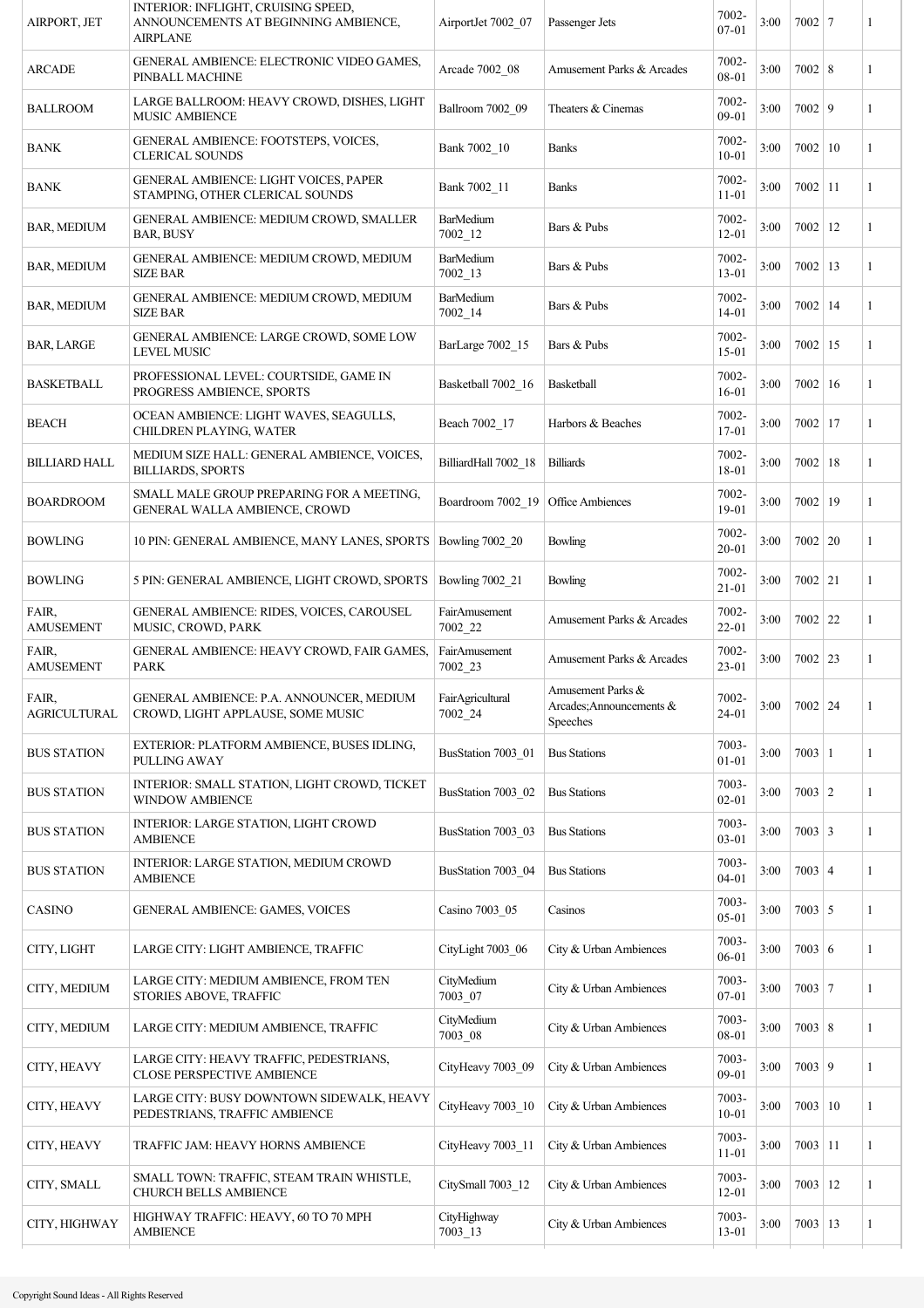| AIRPORT, JET | INTERIOR: INFLIGHT, CRUISING SPEED, ANNOUNCEMENTS AT BEGINNING AMBIENCE, AIRPLANE | AirportJet 7002_07 | Passenger Jets | 7002-07-01 | 3:00 | 7002 | 7 | 1 |
|---|---|---|---|---|---|---|---|---|
| ARCADE | GENERAL AMBIENCE: ELECTRONIC VIDEO GAMES, PINBALL MACHINE | Arcade 7002_08 | Amusement Parks & Arcades | 7002-08-01 | 3:00 | 7002 | 8 | 1 |
| BALLROOM | LARGE BALLROOM: HEAVY CROWD, DISHES, LIGHT MUSIC AMBIENCE | Ballroom 7002_09 | Theaters & Cinemas | 7002-09-01 | 3:00 | 7002 | 9 | 1 |
| BANK | GENERAL AMBIENCE: FOOTSTEPS, VOICES, CLERICAL SOUNDS | Bank 7002_10 | Banks | 7002-10-01 | 3:00 | 7002 | 10 | 1 |
| BANK | GENERAL AMBIENCE: LIGHT VOICES, PAPER STAMPING, OTHER CLERICAL SOUNDS | Bank 7002_11 | Banks | 7002-11-01 | 3:00 | 7002 | 11 | 1 |
| BAR, MEDIUM | GENERAL AMBIENCE: MEDIUM CROWD, SMALLER BAR, BUSY | BarMedium 7002_12 | Bars & Pubs | 7002-12-01 | 3:00 | 7002 | 12 | 1 |
| BAR, MEDIUM | GENERAL AMBIENCE: MEDIUM CROWD, MEDIUM SIZE BAR | BarMedium 7002_13 | Bars & Pubs | 7002-13-01 | 3:00 | 7002 | 13 | 1 |
| BAR, MEDIUM | GENERAL AMBIENCE: MEDIUM CROWD, MEDIUM SIZE BAR | BarMedium 7002_14 | Bars & Pubs | 7002-14-01 | 3:00 | 7002 | 14 | 1 |
| BAR, LARGE | GENERAL AMBIENCE: LARGE CROWD, SOME LOW LEVEL MUSIC | BarLarge 7002_15 | Bars & Pubs | 7002-15-01 | 3:00 | 7002 | 15 | 1 |
| BASKETBALL | PROFESSIONAL LEVEL: COURTSIDE, GAME IN PROGRESS AMBIENCE, SPORTS | Basketball 7002_16 | Basketball | 7002-16-01 | 3:00 | 7002 | 16 | 1 |
| BEACH | OCEAN AMBIENCE: LIGHT WAVES, SEAGULLS, CHILDREN PLAYING, WATER | Beach 7002_17 | Harbors & Beaches | 7002-17-01 | 3:00 | 7002 | 17 | 1 |
| BILLIARD HALL | MEDIUM SIZE HALL: GENERAL AMBIENCE, VOICES, BILLIARDS, SPORTS | BilliardHall 7002_18 | Billiards | 7002-18-01 | 3:00 | 7002 | 18 | 1 |
| BOARDROOM | SMALL MALE GROUP PREPARING FOR A MEETING, GENERAL WALLA AMBIENCE, CROWD | Boardroom 7002_19 | Office Ambiences | 7002-19-01 | 3:00 | 7002 | 19 | 1 |
| BOWLING | 10 PIN: GENERAL AMBIENCE, MANY LANES, SPORTS | Bowling 7002_20 | Bowling | 7002-20-01 | 3:00 | 7002 | 20 | 1 |
| BOWLING | 5 PIN: GENERAL AMBIENCE, LIGHT CROWD, SPORTS | Bowling 7002_21 | Bowling | 7002-21-01 | 3:00 | 7002 | 21 | 1 |
| FAIR, AMUSEMENT | GENERAL AMBIENCE: RIDES, VOICES, CAROUSEL MUSIC, CROWD, PARK | FairAmusement 7002_22 | Amusement Parks & Arcades | 7002-22-01 | 3:00 | 7002 | 22 | 1 |
| FAIR, AMUSEMENT | GENERAL AMBIENCE: HEAVY CROWD, FAIR GAMES, PARK | FairAmusement 7002_23 | Amusement Parks & Arcades | 7002-23-01 | 3:00 | 7002 | 23 | 1 |
| FAIR, AGRICULTURAL | GENERAL AMBIENCE: P.A. ANNOUNCER, MEDIUM CROWD, LIGHT APPLAUSE, SOME MUSIC | FairAgricultural 7002_24 | Amusement Parks & Arcades;Announcements & Speeches | 7002-24-01 | 3:00 | 7002 | 24 | 1 |
| BUS STATION | EXTERIOR: PLATFORM AMBIENCE, BUSES IDLING, PULLING AWAY | BusStation 7003_01 | Bus Stations | 7003-01-01 | 3:00 | 7003 | 1 | 1 |
| BUS STATION | INTERIOR: SMALL STATION, LIGHT CROWD, TICKET WINDOW AMBIENCE | BusStation 7003_02 | Bus Stations | 7003-02-01 | 3:00 | 7003 | 2 | 1 |
| BUS STATION | INTERIOR: LARGE STATION, LIGHT CROWD AMBIENCE | BusStation 7003_03 | Bus Stations | 7003-03-01 | 3:00 | 7003 | 3 | 1 |
| BUS STATION | INTERIOR: LARGE STATION, MEDIUM CROWD AMBIENCE | BusStation 7003_04 | Bus Stations | 7003-04-01 | 3:00 | 7003 | 4 | 1 |
| CASINO | GENERAL AMBIENCE: GAMES, VOICES | Casino 7003_05 | Casinos | 7003-05-01 | 3:00 | 7003 | 5 | 1 |
| CITY, LIGHT | LARGE CITY: LIGHT AMBIENCE, TRAFFIC | CityLight 7003_06 | City & Urban Ambiences | 7003-06-01 | 3:00 | 7003 | 6 | 1 |
| CITY, MEDIUM | LARGE CITY: MEDIUM AMBIENCE, FROM TEN STORIES ABOVE, TRAFFIC | CityMedium 7003_07 | City & Urban Ambiences | 7003-07-01 | 3:00 | 7003 | 7 | 1 |
| CITY, MEDIUM | LARGE CITY: MEDIUM AMBIENCE, TRAFFIC | CityMedium 7003_08 | City & Urban Ambiences | 7003-08-01 | 3:00 | 7003 | 8 | 1 |
| CITY, HEAVY | LARGE CITY: HEAVY TRAFFIC, PEDESTRIANS, CLOSE PERSPECTIVE AMBIENCE | CityHeavy 7003_09 | City & Urban Ambiences | 7003-09-01 | 3:00 | 7003 | 9 | 1 |
| CITY, HEAVY | LARGE CITY: BUSY DOWNTOWN SIDEWALK, HEAVY PEDESTRIANS, TRAFFIC AMBIENCE | CityHeavy 7003_10 | City & Urban Ambiences | 7003-10-01 | 3:00 | 7003 | 10 | 1 |
| CITY, HEAVY | TRAFFIC JAM: HEAVY HORNS AMBIENCE | CityHeavy 7003_11 | City & Urban Ambiences | 7003-11-01 | 3:00 | 7003 | 11 | 1 |
| CITY, SMALL | SMALL TOWN: TRAFFIC, STEAM TRAIN WHISTLE, CHURCH BELLS AMBIENCE | CitySmall 7003_12 | City & Urban Ambiences | 7003-12-01 | 3:00 | 7003 | 12 | 1 |
| CITY, HIGHWAY | HIGHWAY TRAFFIC: HEAVY, 60 TO 70 MPH AMBIENCE | CityHighway 7003_13 | City & Urban Ambiences | 7003-13-01 | 3:00 | 7003 | 13 | 1 |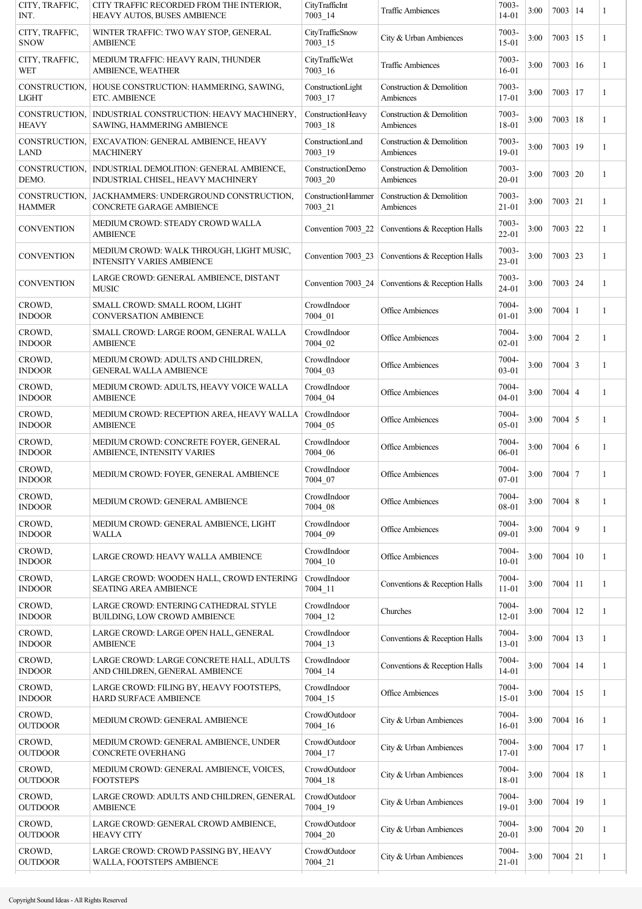| | | | | | | | | |
|---|---|---|---|---|---|---|---|---|
| CITY, TRAFFIC, INT. | CITY TRAFFIC RECORDED FROM THE INTERIOR, HEAVY AUTOS, BUSES AMBIENCE | CityTrafficInt 7003_14 | Traffic Ambiences | 7003-14-01 | 3:00 | 7003 | 14 | 1 |
| CITY, TRAFFIC, SNOW | WINTER TRAFFIC: TWO WAY STOP, GENERAL AMBIENCE | CityTrafficSnow 7003_15 | City & Urban Ambiences | 7003-15-01 | 3:00 | 7003 | 15 | 1 |
| CITY, TRAFFIC, WET | MEDIUM TRAFFIC: HEAVY RAIN, THUNDER AMBIENCE, WEATHER | CityTrafficWet 7003_16 | Traffic Ambiences | 7003-16-01 | 3:00 | 7003 | 16 | 1 |
| CONSTRUCTION, LIGHT | HOUSE CONSTRUCTION: HAMMERING, SAWING, ETC. AMBIENCE | ConstructionLight 7003_17 | Construction & Demolition Ambiences | 7003-17-01 | 3:00 | 7003 | 17 | 1 |
| CONSTRUCTION, HEAVY | INDUSTRIAL CONSTRUCTION: HEAVY MACHINERY, SAWING, HAMMERING AMBIENCE | ConstructionHeavy 7003_18 | Construction & Demolition Ambiences | 7003-18-01 | 3:00 | 7003 | 18 | 1 |
| CONSTRUCTION, LAND | EXCAVATION: GENERAL AMBIENCE, HEAVY MACHINERY | ConstructionLand 7003_19 | Construction & Demolition Ambiences | 7003-19-01 | 3:00 | 7003 | 19 | 1 |
| CONSTRUCTION, DEMO. | INDUSTRIAL DEMOLITION: GENERAL AMBIENCE, INDUSTRIAL CHISEL, HEAVY MACHINERY | ConstructionDemo 7003_20 | Construction & Demolition Ambiences | 7003-20-01 | 3:00 | 7003 | 20 | 1 |
| CONSTRUCTION, HAMMER | JACKHAMMERS: UNDERGROUND CONSTRUCTION, CONCRETE GARAGE AMBIENCE | ConstructionHammer 7003_21 | Construction & Demolition Ambiences | 7003-21-01 | 3:00 | 7003 | 21 | 1 |
| CONVENTION | MEDIUM CROWD: STEADY CROWD WALLA AMBIENCE | Convention 7003_22 | Conventions & Reception Halls | 7003-22-01 | 3:00 | 7003 | 22 | 1 |
| CONVENTION | MEDIUM CROWD: WALK THROUGH, LIGHT MUSIC, INTENSITY VARIES AMBIENCE | Convention 7003_23 | Conventions & Reception Halls | 7003-23-01 | 3:00 | 7003 | 23 | 1 |
| CONVENTION | LARGE CROWD: GENERAL AMBIENCE, DISTANT MUSIC | Convention 7003_24 | Conventions & Reception Halls | 7003-24-01 | 3:00 | 7003 | 24 | 1 |
| CROWD, INDOOR | SMALL CROWD: SMALL ROOM, LIGHT CONVERSATION AMBIENCE | CrowdIndoor 7004_01 | Office Ambiences | 7004-01-01 | 3:00 | 7004 | 1 | 1 |
| CROWD, INDOOR | SMALL CROWD: LARGE ROOM, GENERAL WALLA AMBIENCE | CrowdIndoor 7004_02 | Office Ambiences | 7004-02-01 | 3:00 | 7004 | 2 | 1 |
| CROWD, INDOOR | MEDIUM CROWD: ADULTS AND CHILDREN, GENERAL WALLA AMBIENCE | CrowdIndoor 7004_03 | Office Ambiences | 7004-03-01 | 3:00 | 7004 | 3 | 1 |
| CROWD, INDOOR | MEDIUM CROWD: ADULTS, HEAVY VOICE WALLA AMBIENCE | CrowdIndoor 7004_04 | Office Ambiences | 7004-04-01 | 3:00 | 7004 | 4 | 1 |
| CROWD, INDOOR | MEDIUM CROWD: RECEPTION AREA, HEAVY WALLA AMBIENCE | CrowdIndoor 7004_05 | Office Ambiences | 7004-05-01 | 3:00 | 7004 | 5 | 1 |
| CROWD, INDOOR | MEDIUM CROWD: CONCRETE FOYER, GENERAL AMBIENCE, INTENSITY VARIES | CrowdIndoor 7004_06 | Office Ambiences | 7004-06-01 | 3:00 | 7004 | 6 | 1 |
| CROWD, INDOOR | MEDIUM CROWD: FOYER, GENERAL AMBIENCE | CrowdIndoor 7004_07 | Office Ambiences | 7004-07-01 | 3:00 | 7004 | 7 | 1 |
| CROWD, INDOOR | MEDIUM CROWD: GENERAL AMBIENCE | CrowdIndoor 7004_08 | Office Ambiences | 7004-08-01 | 3:00 | 7004 | 8 | 1 |
| CROWD, INDOOR | MEDIUM CROWD: GENERAL AMBIENCE, LIGHT WALLA | CrowdIndoor 7004_09 | Office Ambiences | 7004-09-01 | 3:00 | 7004 | 9 | 1 |
| CROWD, INDOOR | LARGE CROWD: HEAVY WALLA AMBIENCE | CrowdIndoor 7004_10 | Office Ambiences | 7004-10-01 | 3:00 | 7004 | 10 | 1 |
| CROWD, INDOOR | LARGE CROWD: WOODEN HALL, CROWD ENTERING SEATING AREA AMBIENCE | CrowdIndoor 7004_11 | Conventions & Reception Halls | 7004-11-01 | 3:00 | 7004 | 11 | 1 |
| CROWD, INDOOR | LARGE CROWD: ENTERING CATHEDRAL STYLE BUILDING, LOW CROWD AMBIENCE | CrowdIndoor 7004_12 | Churches | 7004-12-01 | 3:00 | 7004 | 12 | 1 |
| CROWD, INDOOR | LARGE CROWD: LARGE OPEN HALL, GENERAL AMBIENCE | CrowdIndoor 7004_13 | Conventions & Reception Halls | 7004-13-01 | 3:00 | 7004 | 13 | 1 |
| CROWD, INDOOR | LARGE CROWD: LARGE CONCRETE HALL, ADULTS AND CHILDREN, GENERAL AMBIENCE | CrowdIndoor 7004_14 | Conventions & Reception Halls | 7004-14-01 | 3:00 | 7004 | 14 | 1 |
| CROWD, INDOOR | LARGE CROWD: FILING BY, HEAVY FOOTSTEPS, HARD SURFACE AMBIENCE | CrowdIndoor 7004_15 | Office Ambiences | 7004-15-01 | 3:00 | 7004 | 15 | 1 |
| CROWD, OUTDOOR | MEDIUM CROWD: GENERAL AMBIENCE | CrowdOutdoor 7004_16 | City & Urban Ambiences | 7004-16-01 | 3:00 | 7004 | 16 | 1 |
| CROWD, OUTDOOR | MEDIUM CROWD: GENERAL AMBIENCE, UNDER CONCRETE OVERHANG | CrowdOutdoor 7004_17 | City & Urban Ambiences | 7004-17-01 | 3:00 | 7004 | 17 | 1 |
| CROWD, OUTDOOR | MEDIUM CROWD: GENERAL AMBIENCE, VOICES, FOOTSTEPS | CrowdOutdoor 7004_18 | City & Urban Ambiences | 7004-18-01 | 3:00 | 7004 | 18 | 1 |
| CROWD, OUTDOOR | LARGE CROWD: ADULTS AND CHILDREN, GENERAL AMBIENCE | CrowdOutdoor 7004_19 | City & Urban Ambiences | 7004-19-01 | 3:00 | 7004 | 19 | 1 |
| CROWD, OUTDOOR | LARGE CROWD: GENERAL CROWD AMBIENCE, HEAVY CITY | CrowdOutdoor 7004_20 | City & Urban Ambiences | 7004-20-01 | 3:00 | 7004 | 20 | 1 |
| CROWD, OUTDOOR | LARGE CROWD: CROWD PASSING BY, HEAVY WALLA, FOOTSTEPS AMBIENCE | CrowdOutdoor 7004_21 | City & Urban Ambiences | 7004-21-01 | 3:00 | 7004 | 21 | 1 |

Copyright Sound Ideas - All Rights Reserved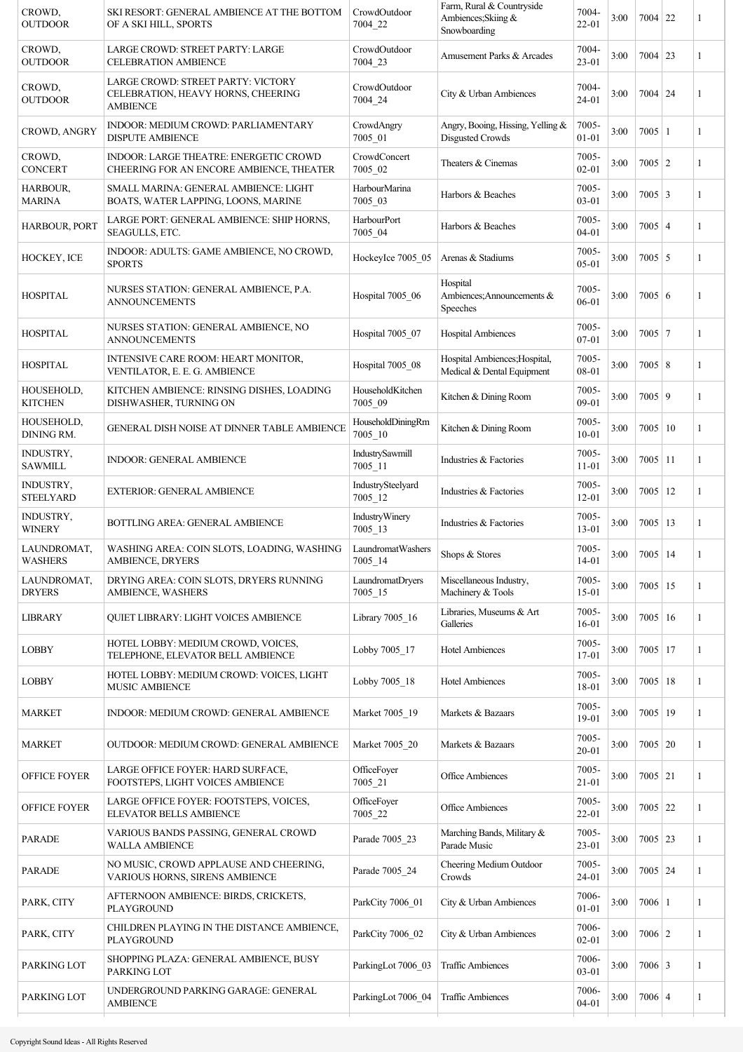| CROWD, OUTDOOR | SKI RESORT: GENERAL AMBIENCE AT THE BOTTOM OF A SKI HILL, SPORTS | CrowdOutdoor 7004_22 | Farm, Rural & Countryside Ambiences;Skiing & Snowboarding | 7004-22-01 | 3:00 | 7004 | 22 | 1 |
|---|---|---|---|---|---|---|---|---|
| CROWD, OUTDOOR | LARGE CROWD: STREET PARTY: LARGE CELEBRATION AMBIENCE | CrowdOutdoor 7004_23 | Amusement Parks & Arcades | 7004-23-01 | 3:00 | 7004 | 23 | 1 |
| CROWD, OUTDOOR | LARGE CROWD: STREET PARTY: VICTORY CELEBRATION, HEAVY HORNS, CHEERING AMBIENCE | CrowdOutdoor 7004_24 | City & Urban Ambiences | 7004-24-01 | 3:00 | 7004 | 24 | 1 |
| CROWD, ANGRY | INDOOR: MEDIUM CROWD: PARLIAMENTARY DISPUTE AMBIENCE | CrowdAngry 7005_01 | Angry, Booing, Hissing, Yelling & Disgusted Crowds | 7005-01-01 | 3:00 | 7005 | 1 | 1 |
| CROWD, CONCERT | INDOOR: LARGE THEATRE: ENERGETIC CROWD CHEERING FOR AN ENCORE AMBIENCE, THEATER | CrowdConcert 7005_02 | Theaters & Cinemas | 7005-02-01 | 3:00 | 7005 | 2 | 1 |
| HARBOUR, MARINA | SMALL MARINA: GENERAL AMBIENCE: LIGHT BOATS, WATER LAPPING, LOONS, MARINE | HarbourMarina 7005_03 | Harbors & Beaches | 7005-03-01 | 3:00 | 7005 | 3 | 1 |
| HARBOUR, PORT | LARGE PORT: GENERAL AMBIENCE: SHIP HORNS, SEAGULLS, ETC. | HarbourPort 7005_04 | Harbors & Beaches | 7005-04-01 | 3:00 | 7005 | 4 | 1 |
| HOCKEY, ICE | INDOOR: ADULTS: GAME AMBIENCE, NO CROWD, SPORTS | HockeyIce 7005_05 | Arenas & Stadiums | 7005-05-01 | 3:00 | 7005 | 5 | 1 |
| HOSPITAL | NURSES STATION: GENERAL AMBIENCE, P.A. ANNOUNCEMENTS | Hospital 7005_06 | Hospital Ambiences;Announcements & Speeches | 7005-06-01 | 3:00 | 7005 | 6 | 1 |
| HOSPITAL | NURSES STATION: GENERAL AMBIENCE, NO ANNOUNCEMENTS | Hospital 7005_07 | Hospital Ambiences | 7005-07-01 | 3:00 | 7005 | 7 | 1 |
| HOSPITAL | INTENSIVE CARE ROOM: HEART MONITOR, VENTILATOR, E. E. G. AMBIENCE | Hospital 7005_08 | Hospital Ambiences;Hospital, Medical & Dental Equipment | 7005-08-01 | 3:00 | 7005 | 8 | 1 |
| HOUSEHOLD, KITCHEN | KITCHEN AMBIENCE: RINSING DISHES, LOADING DISHWASHER, TURNING ON | HouseholdKitchen 7005_09 | Kitchen & Dining Room | 7005-09-01 | 3:00 | 7005 | 9 | 1 |
| HOUSEHOLD, DINING RM. | GENERAL DISH NOISE AT DINNER TABLE AMBIENCE | HouseholdDiningRm 7005_10 | Kitchen & Dining Room | 7005-10-01 | 3:00 | 7005 | 10 | 1 |
| INDUSTRY, SAWMILL | INDOOR: GENERAL AMBIENCE | IndustrySawmill 7005_11 | Industries & Factories | 7005-11-01 | 3:00 | 7005 | 11 | 1 |
| INDUSTRY, STEELYARD | EXTERIOR: GENERAL AMBIENCE | IndustrySteelyard 7005_12 | Industries & Factories | 7005-12-01 | 3:00 | 7005 | 12 | 1 |
| INDUSTRY, WINERY | BOTTLING AREA: GENERAL AMBIENCE | IndustryWinery 7005_13 | Industries & Factories | 7005-13-01 | 3:00 | 7005 | 13 | 1 |
| LAUNDROMAT, WASHERS | WASHING AREA: COIN SLOTS, LOADING, WASHING AMBIENCE, DRYERS | LaundromatWashers 7005_14 | Shops & Stores | 7005-14-01 | 3:00 | 7005 | 14 | 1 |
| LAUNDROMAT, DRYERS | DRYING AREA: COIN SLOTS, DRYERS RUNNING AMBIENCE, WASHERS | LaundromatDryers 7005_15 | Miscellaneous Industry, Machinery & Tools | 7005-15-01 | 3:00 | 7005 | 15 | 1 |
| LIBRARY | QUIET LIBRARY: LIGHT VOICES AMBIENCE | Library 7005_16 | Libraries, Museums & Art Galleries | 7005-16-01 | 3:00 | 7005 | 16 | 1 |
| LOBBY | HOTEL LOBBY: MEDIUM CROWD, VOICES, TELEPHONE, ELEVATOR BELL AMBIENCE | Lobby 7005_17 | Hotel Ambiences | 7005-17-01 | 3:00 | 7005 | 17 | 1 |
| LOBBY | HOTEL LOBBY: MEDIUM CROWD: VOICES, LIGHT MUSIC AMBIENCE | Lobby 7005_18 | Hotel Ambiences | 7005-18-01 | 3:00 | 7005 | 18 | 1 |
| MARKET | INDOOR: MEDIUM CROWD: GENERAL AMBIENCE | Market 7005_19 | Markets & Bazaars | 7005-19-01 | 3:00 | 7005 | 19 | 1 |
| MARKET | OUTDOOR: MEDIUM CROWD: GENERAL AMBIENCE | Market 7005_20 | Markets & Bazaars | 7005-20-01 | 3:00 | 7005 | 20 | 1 |
| OFFICE FOYER | LARGE OFFICE FOYER: HARD SURFACE, FOOTSTEPS, LIGHT VOICES AMBIENCE | OfficeFoyer 7005_21 | Office Ambiences | 7005-21-01 | 3:00 | 7005 | 21 | 1 |
| OFFICE FOYER | LARGE OFFICE FOYER: FOOTSTEPS, VOICES, ELEVATOR BELLS AMBIENCE | OfficeFoyer 7005_22 | Office Ambiences | 7005-22-01 | 3:00 | 7005 | 22 | 1 |
| PARADE | VARIOUS BANDS PASSING, GENERAL CROWD WALLA AMBIENCE | Parade 7005_23 | Marching Bands, Military & Parade Music | 7005-23-01 | 3:00 | 7005 | 23 | 1 |
| PARADE | NO MUSIC, CROWD APPLAUSE AND CHEERING, VARIOUS HORNS, SIRENS AMBIENCE | Parade 7005_24 | Cheering Medium Outdoor Crowds | 7005-24-01 | 3:00 | 7005 | 24 | 1 |
| PARK, CITY | AFTERNOON AMBIENCE: BIRDS, CRICKETS, PLAYGROUND | ParkCity 7006_01 | City & Urban Ambiences | 7006-01-01 | 3:00 | 7006 | 1 | 1 |
| PARK, CITY | CHILDREN PLAYING IN THE DISTANCE AMBIENCE, PLAYGROUND | ParkCity 7006_02 | City & Urban Ambiences | 7006-02-01 | 3:00 | 7006 | 2 | 1 |
| PARKING LOT | SHOPPING PLAZA: GENERAL AMBIENCE, BUSY PARKING LOT | ParkingLot 7006_03 | Traffic Ambiences | 7006-03-01 | 3:00 | 7006 | 3 | 1 |
| PARKING LOT | UNDERGROUND PARKING GARAGE: GENERAL AMBIENCE | ParkingLot 7006_04 | Traffic Ambiences | 7006-04-01 | 3:00 | 7006 | 4 | 1 |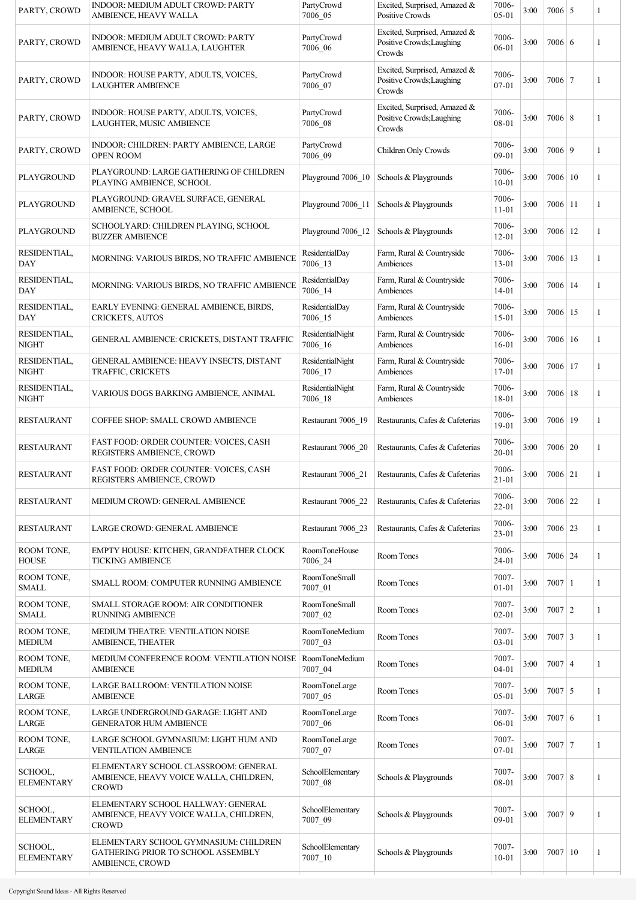| | | | | | | | | |
|---|---|---|---|---|---|---|---|---|
| PARTY, CROWD | INDOOR: MEDIUM ADULT CROWD: PARTY AMBIENCE, HEAVY WALLA | PartyCrowd 7006_05 | Excited, Surprised, Amazed & Positive Crowds | 7006-05-01 | 3:00 | 7006 | 5 | 1 |
| PARTY, CROWD | INDOOR: MEDIUM ADULT CROWD: PARTY AMBIENCE, HEAVY WALLA, LAUGHTER | PartyCrowd 7006_06 | Excited, Surprised, Amazed & Positive Crowds;Laughing Crowds | 7006-06-01 | 3:00 | 7006 | 6 | 1 |
| PARTY, CROWD | INDOOR: HOUSE PARTY, ADULTS, VOICES, LAUGHTER AMBIENCE | PartyCrowd 7006_07 | Excited, Surprised, Amazed & Positive Crowds;Laughing Crowds | 7006-07-01 | 3:00 | 7006 | 7 | 1 |
| PARTY, CROWD | INDOOR: HOUSE PARTY, ADULTS, VOICES, LAUGHTER, MUSIC AMBIENCE | PartyCrowd 7006_08 | Excited, Surprised, Amazed & Positive Crowds;Laughing Crowds | 7006-08-01 | 3:00 | 7006 | 8 | 1 |
| PARTY, CROWD | INDOOR: CHILDREN: PARTY AMBIENCE, LARGE OPEN ROOM | PartyCrowd 7006_09 | Children Only Crowds | 7006-09-01 | 3:00 | 7006 | 9 | 1 |
| PLAYGROUND | PLAYGROUND: LARGE GATHERING OF CHILDREN PLAYING AMBIENCE, SCHOOL | Playground 7006_10 | Schools & Playgrounds | 7006-10-01 | 3:00 | 7006 | 10 | 1 |
| PLAYGROUND | PLAYGROUND: GRAVEL SURFACE, GENERAL AMBIENCE, SCHOOL | Playground 7006_11 | Schools & Playgrounds | 7006-11-01 | 3:00 | 7006 | 11 | 1 |
| PLAYGROUND | SCHOOLYARD: CHILDREN PLAYING, SCHOOL BUZZER AMBIENCE | Playground 7006_12 | Schools & Playgrounds | 7006-12-01 | 3:00 | 7006 | 12 | 1 |
| RESIDENTIAL, DAY | MORNING: VARIOUS BIRDS, NO TRAFFIC AMBIENCE | ResidentialDay 7006_13 | Farm, Rural & Countryside Ambiences | 7006-13-01 | 3:00 | 7006 | 13 | 1 |
| RESIDENTIAL, DAY | MORNING: VARIOUS BIRDS, NO TRAFFIC AMBIENCE | ResidentialDay 7006_14 | Farm, Rural & Countryside Ambiences | 7006-14-01 | 3:00 | 7006 | 14 | 1 |
| RESIDENTIAL, DAY | EARLY EVENING: GENERAL AMBIENCE, BIRDS, CRICKETS, AUTOS | ResidentialDay 7006_15 | Farm, Rural & Countryside Ambiences | 7006-15-01 | 3:00 | 7006 | 15 | 1 |
| RESIDENTIAL, NIGHT | GENERAL AMBIENCE: CRICKETS, DISTANT TRAFFIC | ResidentialNight 7006_16 | Farm, Rural & Countryside Ambiences | 7006-16-01 | 3:00 | 7006 | 16 | 1 |
| RESIDENTIAL, NIGHT | GENERAL AMBIENCE: HEAVY INSECTS, DISTANT TRAFFIC, CRICKETS | ResidentialNight 7006_17 | Farm, Rural & Countryside Ambiences | 7006-17-01 | 3:00 | 7006 | 17 | 1 |
| RESIDENTIAL, NIGHT | VARIOUS DOGS BARKING AMBIENCE, ANIMAL | ResidentialNight 7006_18 | Farm, Rural & Countryside Ambiences | 7006-18-01 | 3:00 | 7006 | 18 | 1 |
| RESTAURANT | COFFEE SHOP: SMALL CROWD AMBIENCE | Restaurant 7006_19 | Restaurants, Cafes & Cafeterias | 7006-19-01 | 3:00 | 7006 | 19 | 1 |
| RESTAURANT | FAST FOOD: ORDER COUNTER: VOICES, CASH REGISTERS AMBIENCE, CROWD | Restaurant 7006_20 | Restaurants, Cafes & Cafeterias | 7006-20-01 | 3:00 | 7006 | 20 | 1 |
| RESTAURANT | FAST FOOD: ORDER COUNTER: VOICES, CASH REGISTERS AMBIENCE, CROWD | Restaurant 7006_21 | Restaurants, Cafes & Cafeterias | 7006-21-01 | 3:00 | 7006 | 21 | 1 |
| RESTAURANT | MEDIUM CROWD: GENERAL AMBIENCE | Restaurant 7006_22 | Restaurants, Cafes & Cafeterias | 7006-22-01 | 3:00 | 7006 | 22 | 1 |
| RESTAURANT | LARGE CROWD: GENERAL AMBIENCE | Restaurant 7006_23 | Restaurants, Cafes & Cafeterias | 7006-23-01 | 3:00 | 7006 | 23 | 1 |
| ROOM TONE, HOUSE | EMPTY HOUSE: KITCHEN, GRANDFATHER CLOCK TICKING AMBIENCE | RoomToneHouse 7006_24 | Room Tones | 7006-24-01 | 3:00 | 7006 | 24 | 1 |
| ROOM TONE, SMALL | SMALL ROOM: COMPUTER RUNNING AMBIENCE | RoomToneSmall 7007_01 | Room Tones | 7007-01-01 | 3:00 | 7007 | 1 | 1 |
| ROOM TONE, SMALL | SMALL STORAGE ROOM: AIR CONDITIONER RUNNING AMBIENCE | RoomToneSmall 7007_02 | Room Tones | 7007-02-01 | 3:00 | 7007 | 2 | 1 |
| ROOM TONE, MEDIUM | MEDIUM THEATRE: VENTILATION NOISE AMBIENCE, THEATER | RoomToneMedium 7007_03 | Room Tones | 7007-03-01 | 3:00 | 7007 | 3 | 1 |
| ROOM TONE, MEDIUM | MEDIUM CONFERENCE ROOM: VENTILATION NOISE AMBIENCE | RoomToneMedium 7007_04 | Room Tones | 7007-04-01 | 3:00 | 7007 | 4 | 1 |
| ROOM TONE, LARGE | LARGE BALLROOM: VENTILATION NOISE AMBIENCE | RoomToneLarge 7007_05 | Room Tones | 7007-05-01 | 3:00 | 7007 | 5 | 1 |
| ROOM TONE, LARGE | LARGE UNDERGROUND GARAGE: LIGHT AND GENERATOR HUM AMBIENCE | RoomToneLarge 7007_06 | Room Tones | 7007-06-01 | 3:00 | 7007 | 6 | 1 |
| ROOM TONE, LARGE | LARGE SCHOOL GYMNASIUM: LIGHT HUM AND VENTILATION AMBIENCE | RoomToneLarge 7007_07 | Room Tones | 7007-07-01 | 3:00 | 7007 | 7 | 1 |
| SCHOOL, ELEMENTARY | ELEMENTARY SCHOOL CLASSROOM: GENERAL AMBIENCE, HEAVY VOICE WALLA, CHILDREN, CROWD | SchoolElementary 7007_08 | Schools & Playgrounds | 7007-08-01 | 3:00 | 7007 | 8 | 1 |
| SCHOOL, ELEMENTARY | ELEMENTARY SCHOOL HALLWAY: GENERAL AMBIENCE, HEAVY VOICE WALLA, CHILDREN, CROWD | SchoolElementary 7007_09 | Schools & Playgrounds | 7007-09-01 | 3:00 | 7007 | 9 | 1 |
| SCHOOL, ELEMENTARY | ELEMENTARY SCHOOL GYMNASIUM: CHILDREN GATHERING PRIOR TO SCHOOL ASSEMBLY AMBIENCE, CROWD | SchoolElementary 7007_10 | Schools & Playgrounds | 7007-10-01 | 3:00 | 7007 | 10 | 1 |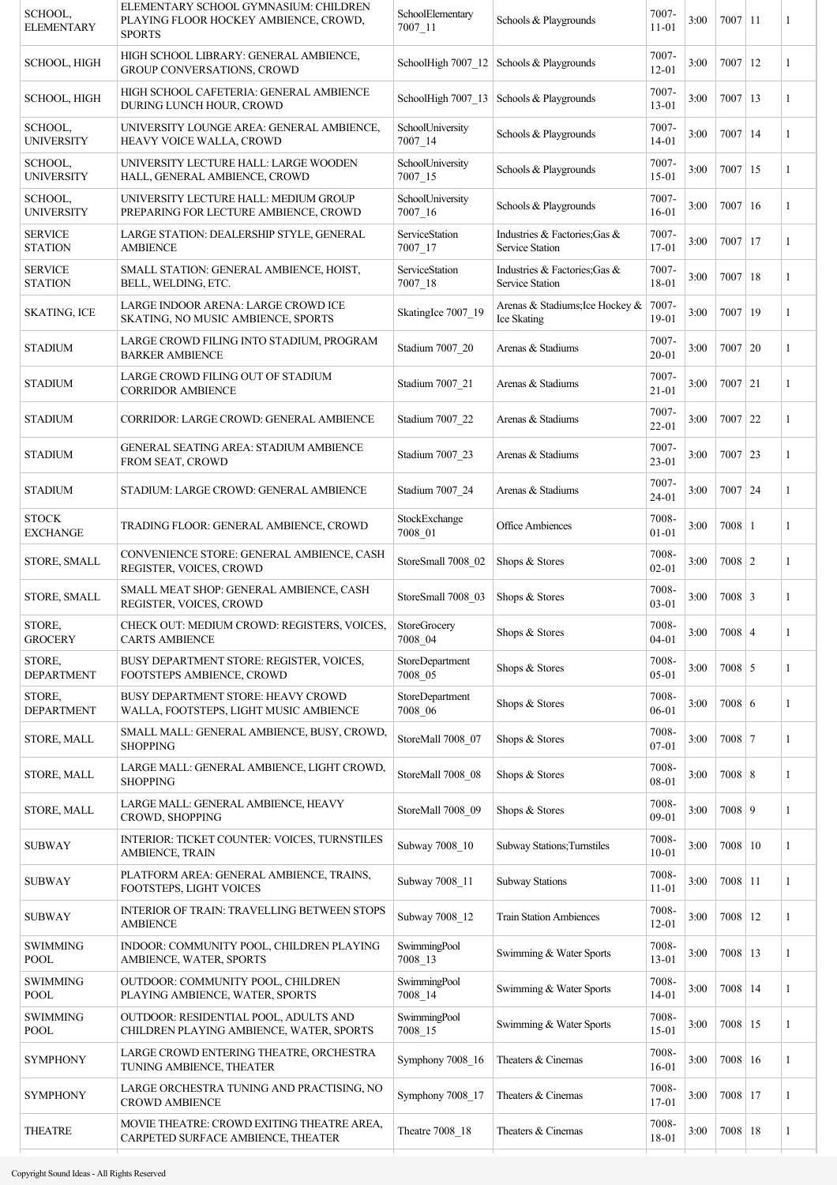| SCHOOL, ELEMENTARY | ELEMENTARY SCHOOL GYMNASIUM: CHILDREN PLAYING FLOOR HOCKEY AMBIENCE, CROWD, SPORTS | SchoolElementary 7007_11 | Schools & Playgrounds | 7007-11-01 | 3:00 | 7007 | 11 | 1 |
|---|---|---|---|---|---|---|---|---|
| SCHOOL, HIGH | HIGH SCHOOL LIBRARY: GENERAL AMBIENCE, GROUP CONVERSATIONS, CROWD | SchoolHigh 7007_12 | Schools & Playgrounds | 7007-12-01 | 3:00 | 7007 | 12 | 1 |
| SCHOOL, HIGH | HIGH SCHOOL CAFETERIA: GENERAL AMBIENCE DURING LUNCH HOUR, CROWD | SchoolHigh 7007_13 | Schools & Playgrounds | 7007-13-01 | 3:00 | 7007 | 13 | 1 |
| SCHOOL, UNIVERSITY | UNIVERSITY LOUNGE AREA: GENERAL AMBIENCE, HEAVY VOICE WALLA, CROWD | SchoolUniversity 7007_14 | Schools & Playgrounds | 7007-14-01 | 3:00 | 7007 | 14 | 1 |
| SCHOOL, UNIVERSITY | UNIVERSITY LECTURE HALL: LARGE WOODEN HALL, GENERAL AMBIENCE, CROWD | SchoolUniversity 7007_15 | Schools & Playgrounds | 7007-15-01 | 3:00 | 7007 | 15 | 1 |
| SCHOOL, UNIVERSITY | UNIVERSITY LECTURE HALL: MEDIUM GROUP PREPARING FOR LECTURE AMBIENCE, CROWD | SchoolUniversity 7007_16 | Schools & Playgrounds | 7007-16-01 | 3:00 | 7007 | 16 | 1 |
| SERVICE STATION | LARGE STATION: DEALERSHIP STYLE, GENERAL AMBIENCE | ServiceStation 7007_17 | Industries & Factories;Gas & Service Station | 7007-17-01 | 3:00 | 7007 | 17 | 1 |
| SERVICE STATION | SMALL STATION: GENERAL AMBIENCE, HOIST, BELL, WELDING, ETC. | ServiceStation 7007_18 | Industries & Factories;Gas & Service Station | 7007-18-01 | 3:00 | 7007 | 18 | 1 |
| SKATING, ICE | LARGE INDOOR ARENA: LARGE CROWD ICE SKATING, NO MUSIC AMBIENCE, SPORTS | SkatingIce 7007_19 | Arenas & Stadiums;Ice Hockey & Ice Skating | 7007-19-01 | 3:00 | 7007 | 19 | 1 |
| STADIUM | LARGE CROWD FILING INTO STADIUM, PROGRAM BARKER AMBIENCE | Stadium 7007_20 | Arenas & Stadiums | 7007-20-01 | 3:00 | 7007 | 20 | 1 |
| STADIUM | LARGE CROWD FILING OUT OF STADIUM CORRIDOR AMBIENCE | Stadium 7007_21 | Arenas & Stadiums | 7007-21-01 | 3:00 | 7007 | 21 | 1 |
| STADIUM | CORRIDOR: LARGE CROWD: GENERAL AMBIENCE | Stadium 7007_22 | Arenas & Stadiums | 7007-22-01 | 3:00 | 7007 | 22 | 1 |
| STADIUM | GENERAL SEATING AREA: STADIUM AMBIENCE FROM SEAT, CROWD | Stadium 7007_23 | Arenas & Stadiums | 7007-23-01 | 3:00 | 7007 | 23 | 1 |
| STADIUM | STADIUM: LARGE CROWD: GENERAL AMBIENCE | Stadium 7007_24 | Arenas & Stadiums | 7007-24-01 | 3:00 | 7007 | 24 | 1 |
| STOCK EXCHANGE | TRADING FLOOR: GENERAL AMBIENCE, CROWD | StockExchange 7008_01 | Office Ambiences | 7008-01-01 | 3:00 | 7008 | 1 | 1 |
| STORE, SMALL | CONVENIENCE STORE: GENERAL AMBIENCE, CASH REGISTER, VOICES, CROWD | StoreSmall 7008_02 | Shops & Stores | 7008-02-01 | 3:00 | 7008 | 2 | 1 |
| STORE, SMALL | SMALL MEAT SHOP: GENERAL AMBIENCE, CASH REGISTER, VOICES, CROWD | StoreSmall 7008_03 | Shops & Stores | 7008-03-01 | 3:00 | 7008 | 3 | 1 |
| STORE, GROCERY | CHECK OUT: MEDIUM CROWD: REGISTERS, VOICES, CARTS AMBIENCE | StoreGrocery 7008_04 | Shops & Stores | 7008-04-01 | 3:00 | 7008 | 4 | 1 |
| STORE, DEPARTMENT | BUSY DEPARTMENT STORE: REGISTER, VOICES, FOOTSTEPS AMBIENCE, CROWD | StoreDepartment 7008_05 | Shops & Stores | 7008-05-01 | 3:00 | 7008 | 5 | 1 |
| STORE, DEPARTMENT | BUSY DEPARTMENT STORE: HEAVY CROWD WALLA, FOOTSTEPS, LIGHT MUSIC AMBIENCE | StoreDepartment 7008_06 | Shops & Stores | 7008-06-01 | 3:00 | 7008 | 6 | 1 |
| STORE, MALL | SMALL MALL: GENERAL AMBIENCE, BUSY, CROWD, SHOPPING | StoreMall 7008_07 | Shops & Stores | 7008-07-01 | 3:00 | 7008 | 7 | 1 |
| STORE, MALL | LARGE MALL: GENERAL AMBIENCE, LIGHT CROWD, SHOPPING | StoreMall 7008_08 | Shops & Stores | 7008-08-01 | 3:00 | 7008 | 8 | 1 |
| STORE, MALL | LARGE MALL: GENERAL AMBIENCE, HEAVY CROWD, SHOPPING | StoreMall 7008_09 | Shops & Stores | 7008-09-01 | 3:00 | 7008 | 9 | 1 |
| SUBWAY | INTERIOR: TICKET COUNTER: VOICES, TURNSTILES AMBIENCE, TRAIN | Subway 7008_10 | Subway Stations;Turnstiles | 7008-10-01 | 3:00 | 7008 | 10 | 1 |
| SUBWAY | PLATFORM AREA: GENERAL AMBIENCE, TRAINS, FOOTSTEPS, LIGHT VOICES | Subway 7008_11 | Subway Stations | 7008-11-01 | 3:00 | 7008 | 11 | 1 |
| SUBWAY | INTERIOR OF TRAIN: TRAVELLING BETWEEN STOPS AMBIENCE | Subway 7008_12 | Train Station Ambiences | 7008-12-01 | 3:00 | 7008 | 12 | 1 |
| SWIMMING POOL | INDOOR: COMMUNITY POOL, CHILDREN PLAYING AMBIENCE, WATER, SPORTS | SwimmingPool 7008_13 | Swimming & Water Sports | 7008-13-01 | 3:00 | 7008 | 13 | 1 |
| SWIMMING POOL | OUTDOOR: COMMUNITY POOL, CHILDREN PLAYING AMBIENCE, WATER, SPORTS | SwimmingPool 7008_14 | Swimming & Water Sports | 7008-14-01 | 3:00 | 7008 | 14 | 1 |
| SWIMMING POOL | OUTDOOR: RESIDENTIAL POOL, ADULTS AND CHILDREN PLAYING AMBIENCE, WATER, SPORTS | SwimmingPool 7008_15 | Swimming & Water Sports | 7008-15-01 | 3:00 | 7008 | 15 | 1 |
| SYMPHONY | LARGE CROWD ENTERING THEATRE, ORCHESTRA TUNING AMBIENCE, THEATER | Symphony 7008_16 | Theaters & Cinemas | 7008-16-01 | 3:00 | 7008 | 16 | 1 |
| SYMPHONY | LARGE ORCHESTRA TUNING AND PRACTISING, NO CROWD AMBIENCE | Symphony 7008_17 | Theaters & Cinemas | 7008-17-01 | 3:00 | 7008 | 17 | 1 |
| THEATRE | MOVIE THEATRE: CROWD EXITING THEATRE AREA, CARPETED SURFACE AMBIENCE, THEATER | Theatre 7008_18 | Theaters & Cinemas | 7008-18-01 | 3:00 | 7008 | 18 | 1 |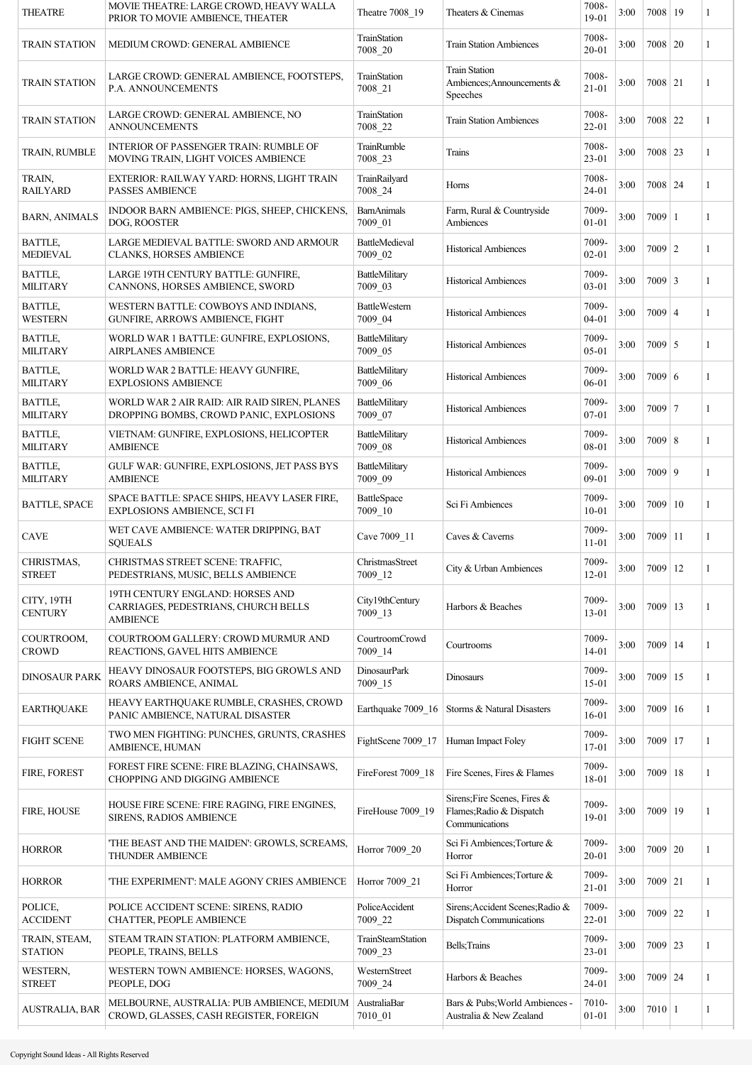| THEATRE | MOVIE THEATRE: LARGE CROWD, HEAVY WALLA PRIOR TO MOVIE AMBIENCE, THEATER | Theatre 7008_19 | Theaters & Cinemas | 7008-19-01 | 3:00 | 7008 | 19 | 1 |
|---|---|---|---|---|---|---|---|---|
| TRAIN STATION | MEDIUM CROWD: GENERAL AMBIENCE | TrainStation 7008_20 | Train Station Ambiences | 7008-20-01 | 3:00 | 7008 | 20 | 1 |
| TRAIN STATION | LARGE CROWD: GENERAL AMBIENCE, FOOTSTEPS, P.A. ANNOUNCEMENTS | TrainStation 7008_21 | Train Station Ambiences;Announcements & Speeches | 7008-21-01 | 3:00 | 7008 | 21 | 1 |
| TRAIN STATION | LARGE CROWD: GENERAL AMBIENCE, NO ANNOUNCEMENTS | TrainStation 7008_22 | Train Station Ambiences | 7008-22-01 | 3:00 | 7008 | 22 | 1 |
| TRAIN, RUMBLE | INTERIOR OF PASSENGER TRAIN: RUMBLE OF MOVING TRAIN, LIGHT VOICES AMBIENCE | TrainRumble 7008_23 | Trains | 7008-23-01 | 3:00 | 7008 | 23 | 1 |
| TRAIN, RAILYARD | EXTERIOR: RAILWAY YARD: HORNS, LIGHT TRAIN PASSES AMBIENCE | TrainRailyard 7008_24 | Horns | 7008-24-01 | 3:00 | 7008 | 24 | 1 |
| BARN, ANIMALS | INDOOR BARN AMBIENCE: PIGS, SHEEP, CHICKENS, DOG, ROOSTER | BarnAnimals 7009_01 | Farm, Rural & Countryside Ambiences | 7009-01-01 | 3:00 | 7009 | 1 | 1 |
| BATTLE, MEDIEVAL | LARGE MEDIEVAL BATTLE: SWORD AND ARMOUR CLANKS, HORSES AMBIENCE | BattleMedieval 7009_02 | Historical Ambiences | 7009-02-01 | 3:00 | 7009 | 2 | 1 |
| BATTLE, MILITARY | LARGE 19TH CENTURY BATTLE: GUNFIRE, CANNONS, HORSES AMBIENCE, SWORD | BattleMilitary 7009_03 | Historical Ambiences | 7009-03-01 | 3:00 | 7009 | 3 | 1 |
| BATTLE, WESTERN | WESTERN BATTLE: COWBOYS AND INDIANS, GUNFIRE, ARROWS AMBIENCE, FIGHT | BattleWestern 7009_04 | Historical Ambiences | 7009-04-01 | 3:00 | 7009 | 4 | 1 |
| BATTLE, MILITARY | WORLD WAR 1 BATTLE: GUNFIRE, EXPLOSIONS, AIRPLANES AMBIENCE | BattleMilitary 7009_05 | Historical Ambiences | 7009-05-01 | 3:00 | 7009 | 5 | 1 |
| BATTLE, MILITARY | WORLD WAR 2 BATTLE: HEAVY GUNFIRE, EXPLOSIONS AMBIENCE | BattleMilitary 7009_06 | Historical Ambiences | 7009-06-01 | 3:00 | 7009 | 6 | 1 |
| BATTLE, MILITARY | WORLD WAR 2 AIR RAID: AIR RAID SIREN, PLANES DROPPING BOMBS, CROWD PANIC, EXPLOSIONS | BattleMilitary 7009_07 | Historical Ambiences | 7009-07-01 | 3:00 | 7009 | 7 | 1 |
| BATTLE, MILITARY | VIETNAM: GUNFIRE, EXPLOSIONS, HELICOPTER AMBIENCE | BattleMilitary 7009_08 | Historical Ambiences | 7009-08-01 | 3:00 | 7009 | 8 | 1 |
| BATTLE, MILITARY | GULF WAR: GUNFIRE, EXPLOSIONS, JET PASS BYS AMBIENCE | BattleMilitary 7009_09 | Historical Ambiences | 7009-09-01 | 3:00 | 7009 | 9 | 1 |
| BATTLE, SPACE | SPACE BATTLE: SPACE SHIPS, HEAVY LASER FIRE, EXPLOSIONS AMBIENCE, SCI FI | BattleSpace 7009_10 | Sci Fi Ambiences | 7009-10-01 | 3:00 | 7009 | 10 | 1 |
| CAVE | WET CAVE AMBIENCE: WATER DRIPPING, BAT SQUEALS | Cave 7009_11 | Caves & Caverns | 7009-11-01 | 3:00 | 7009 | 11 | 1 |
| CHRISTMAS, STREET | CHRISTMAS STREET SCENE: TRAFFIC, PEDESTRIANS, MUSIC, BELLS AMBIENCE | ChristmasStreet 7009_12 | City & Urban Ambiences | 7009-12-01 | 3:00 | 7009 | 12 | 1 |
| CITY, 19TH CENTURY | 19TH CENTURY ENGLAND: HORSES AND CARRIAGES, PEDESTRIANS, CHURCH BELLS AMBIENCE | City19thCentury 7009_13 | Harbors & Beaches | 7009-13-01 | 3:00 | 7009 | 13 | 1 |
| COURTROOM, CROWD | COURTROOM GALLERY: CROWD MURMUR AND REACTIONS, GAVEL HITS AMBIENCE | CourtroomCrowd 7009_14 | Courtrooms | 7009-14-01 | 3:00 | 7009 | 14 | 1 |
| DINOSAUR PARK | HEAVY DINOSAUR FOOTSTEPS, BIG GROWLS AND ROARS AMBIENCE, ANIMAL | DinosaurPark 7009_15 | Dinosaurs | 7009-15-01 | 3:00 | 7009 | 15 | 1 |
| EARTHQUAKE | HEAVY EARTHQUAKE RUMBLE, CRASHES, CROWD PANIC AMBIENCE, NATURAL DISASTER | Earthquake 7009_16 | Storms & Natural Disasters | 7009-16-01 | 3:00 | 7009 | 16 | 1 |
| FIGHT SCENE | TWO MEN FIGHTING: PUNCHES, GRUNTS, CRASHES AMBIENCE, HUMAN | FightScene 7009_17 | Human Impact Foley | 7009-17-01 | 3:00 | 7009 | 17 | 1 |
| FIRE, FOREST | FOREST FIRE SCENE: FIRE BLAZING, CHAINSAWS, CHOPPING AND DIGGING AMBIENCE | FireForest 7009_18 | Fire Scenes, Fires & Flames | 7009-18-01 | 3:00 | 7009 | 18 | 1 |
| FIRE, HOUSE | HOUSE FIRE SCENE: FIRE RAGING, FIRE ENGINES, SIRENS, RADIOS AMBIENCE | FireHouse 7009_19 | Sirens;Fire Scenes, Fires & Flames;Radio & Dispatch Communications | 7009-19-01 | 3:00 | 7009 | 19 | 1 |
| HORROR | 'THE BEAST AND THE MAIDEN': GROWLS, SCREAMS, THUNDER AMBIENCE | Horror 7009_20 | Sci Fi Ambiences;Torture & Horror | 7009-20-01 | 3:00 | 7009 | 20 | 1 |
| HORROR | 'THE EXPERIMENT': MALE AGONY CRIES AMBIENCE | Horror 7009_21 | Sci Fi Ambiences;Torture & Horror | 7009-21-01 | 3:00 | 7009 | 21 | 1 |
| POLICE, ACCIDENT | POLICE ACCIDENT SCENE: SIRENS, RADIO CHATTER, PEOPLE AMBIENCE | PoliceAccident 7009_22 | Sirens;Accident Scenes;Radio & Dispatch Communications | 7009-22-01 | 3:00 | 7009 | 22 | 1 |
| TRAIN, STEAM, STATION | STEAM TRAIN STATION: PLATFORM AMBIENCE, PEOPLE, TRAINS, BELLS | TrainSteamStation 7009_23 | Bells;Trains | 7009-23-01 | 3:00 | 7009 | 23 | 1 |
| WESTERN, STREET | WESTERN TOWN AMBIENCE: HORSES, WAGONS, PEOPLE, DOG | WesternStreet 7009_24 | Harbors & Beaches | 7009-24-01 | 3:00 | 7009 | 24 | 1 |
| AUSTRALIA, BAR | MELBOURNE, AUSTRALIA: PUB AMBIENCE, MEDIUM CROWD, GLASSES, CASH REGISTER, FOREIGN | AustraliaBar 7010_01 | Bars & Pubs;World Ambiences - Australia & New Zealand | 7010-01-01 | 3:00 | 7010 | 1 | 1 |

Copyright Sound Ideas - All Rights Reserved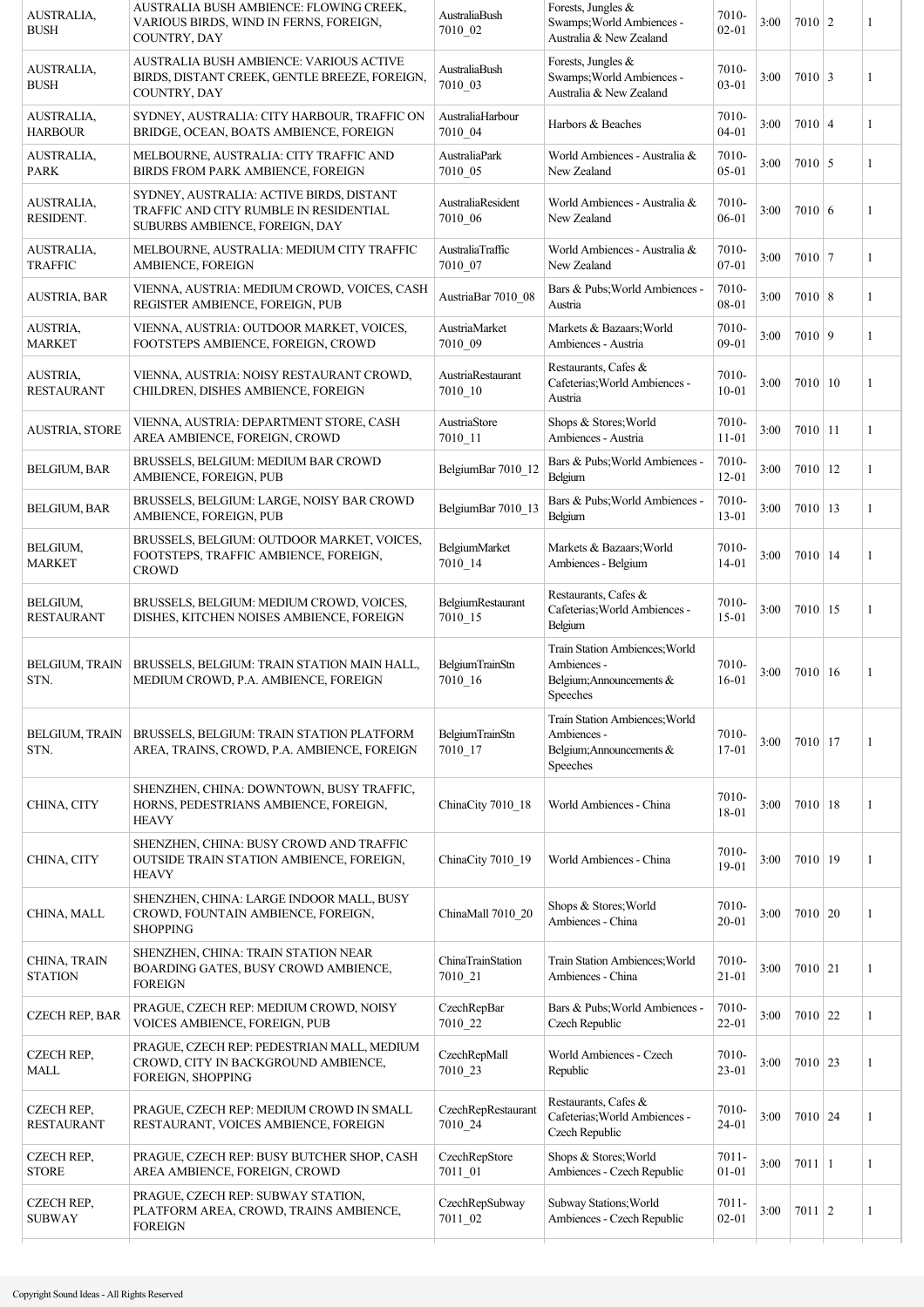| | | | | | | | | |
|---|---|---|---|---|---|---|---|---|
| AUSTRALIA, BUSH | AUSTRALIA BUSH AMBIENCE: FLOWING CREEK, VARIOUS BIRDS, WIND IN FERNS, FOREIGN, COUNTRY, DAY | AustraliaBush 7010_02 | Forests, Jungles & Swamps;World Ambiences - Australia & New Zealand | 7010-02-01 | 3:00 | 7010 | 2 | 1 |
| AUSTRALIA, BUSH | AUSTRALIA BUSH AMBIENCE: VARIOUS ACTIVE BIRDS, DISTANT CREEK, GENTLE BREEZE, FOREIGN, COUNTRY, DAY | AustraliaBush 7010_03 | Forests, Jungles & Swamps;World Ambiences - Australia & New Zealand | 7010-03-01 | 3:00 | 7010 | 3 | 1 |
| AUSTRALIA, HARBOUR | SYDNEY, AUSTRALIA: CITY HARBOUR, TRAFFIC ON BRIDGE, OCEAN, BOATS AMBIENCE, FOREIGN | AustraliaHarbour 7010_04 | Harbors & Beaches | 7010-04-01 | 3:00 | 7010 | 4 | 1 |
| AUSTRALIA, PARK | MELBOURNE, AUSTRALIA: CITY TRAFFIC AND BIRDS FROM PARK AMBIENCE, FOREIGN | AustraliaPark 7010_05 | World Ambiences - Australia & New Zealand | 7010-05-01 | 3:00 | 7010 | 5 | 1 |
| AUSTRALIA, RESIDENT. | SYDNEY, AUSTRALIA: ACTIVE BIRDS, DISTANT TRAFFIC AND CITY RUMBLE IN RESIDENTIAL SUBURBS AMBIENCE, FOREIGN, DAY | AustraliaResident 7010_06 | World Ambiences - Australia & New Zealand | 7010-06-01 | 3:00 | 7010 | 6 | 1 |
| AUSTRALIA, TRAFFIC | MELBOURNE, AUSTRALIA: MEDIUM CITY TRAFFIC AMBIENCE, FOREIGN | AustraliaTraffic 7010_07 | World Ambiences - Australia & New Zealand | 7010-07-01 | 3:00 | 7010 | 7 | 1 |
| AUSTRIA, BAR | VIENNA, AUSTRIA: MEDIUM CROWD, VOICES, CASH REGISTER AMBIENCE, FOREIGN, PUB | AustriaBar 7010_08 | Bars & Pubs;World Ambiences - Austria | 7010-08-01 | 3:00 | 7010 | 8 | 1 |
| AUSTRIA, MARKET | VIENNA, AUSTRIA: OUTDOOR MARKET, VOICES, FOOTSTEPS AMBIENCE, FOREIGN, CROWD | AustriaMarket 7010_09 | Markets & Bazaars;World Ambiences - Austria | 7010-09-01 | 3:00 | 7010 | 9 | 1 |
| AUSTRIA, RESTAURANT | VIENNA, AUSTRIA: NOISY RESTAURANT CROWD, CHILDREN, DISHES AMBIENCE, FOREIGN | AustriaRestaurant 7010_10 | Restaurants, Cafes & Cafeterias;World Ambiences - Austria | 7010-10-01 | 3:00 | 7010 | 10 | 1 |
| AUSTRIA, STORE | VIENNA, AUSTRIA: DEPARTMENT STORE, CASH AREA AMBIENCE, FOREIGN, CROWD | AustriaStore 7010_11 | Shops & Stores;World Ambiences - Austria | 7010-11-01 | 3:00 | 7010 | 11 | 1 |
| BELGIUM, BAR | BRUSSELS, BELGIUM: MEDIUM BAR CROWD AMBIENCE, FOREIGN, PUB | BelgiumBar 7010_12 | Bars & Pubs;World Ambiences - Belgium | 7010-12-01 | 3:00 | 7010 | 12 | 1 |
| BELGIUM, BAR | BRUSSELS, BELGIUM: LARGE, NOISY BAR CROWD AMBIENCE, FOREIGN, PUB | BelgiumBar 7010_13 | Bars & Pubs;World Ambiences - Belgium | 7010-13-01 | 3:00 | 7010 | 13 | 1 |
| BELGIUM, MARKET | BRUSSELS, BELGIUM: OUTDOOR MARKET, VOICES, FOOTSTEPS, TRAFFIC AMBIENCE, FOREIGN, CROWD | BelgiumMarket 7010_14 | Markets & Bazaars;World Ambiences - Belgium | 7010-14-01 | 3:00 | 7010 | 14 | 1 |
| BELGIUM, RESTAURANT | BRUSSELS, BELGIUM: MEDIUM CROWD, VOICES, DISHES, KITCHEN NOISES AMBIENCE, FOREIGN | BelgiumRestaurant 7010_15 | Restaurants, Cafes & Cafeterias;World Ambiences - Belgium | 7010-15-01 | 3:00 | 7010 | 15 | 1 |
| BELGIUM, TRAIN STN. | BRUSSELS, BELGIUM: TRAIN STATION MAIN HALL, MEDIUM CROWD, P.A. AMBIENCE, FOREIGN | BelgiumTrainStn 7010_16 | Train Station Ambiences;World Ambiences - Belgium;Announcements & Speeches | 7010-16-01 | 3:00 | 7010 | 16 | 1 |
| BELGIUM, TRAIN STN. | BRUSSELS, BELGIUM: TRAIN STATION PLATFORM AREA, TRAINS, CROWD, P.A. AMBIENCE, FOREIGN | BelgiumTrainStn 7010_17 | Train Station Ambiences;World Ambiences - Belgium;Announcements & Speeches | 7010-17-01 | 3:00 | 7010 | 17 | 1 |
| CHINA, CITY | SHENZHEN, CHINA: DOWNTOWN, BUSY TRAFFIC, HORNS, PEDESTRIANS AMBIENCE, FOREIGN, HEAVY | ChinaCity 7010_18 | World Ambiences - China | 7010-18-01 | 3:00 | 7010 | 18 | 1 |
| CHINA, CITY | SHENZHEN, CHINA: BUSY CROWD AND TRAFFIC OUTSIDE TRAIN STATION AMBIENCE, FOREIGN, HEAVY | ChinaCity 7010_19 | World Ambiences - China | 7010-19-01 | 3:00 | 7010 | 19 | 1 |
| CHINA, MALL | SHENZHEN, CHINA: LARGE INDOOR MALL, BUSY CROWD, FOUNTAIN AMBIENCE, FOREIGN, SHOPPING | ChinaMall 7010_20 | Shops & Stores;World Ambiences - China | 7010-20-01 | 3:00 | 7010 | 20 | 1 |
| CHINA, TRAIN STATION | SHENZHEN, CHINA: TRAIN STATION NEAR BOARDING GATES, BUSY CROWD AMBIENCE, FOREIGN | ChinaTrainStation 7010_21 | Train Station Ambiences;World Ambiences - China | 7010-21-01 | 3:00 | 7010 | 21 | 1 |
| CZECH REP, BAR | PRAGUE, CZECH REP: MEDIUM CROWD, NOISY VOICES AMBIENCE, FOREIGN, PUB | CzechRepBar 7010_22 | Bars & Pubs;World Ambiences - Czech Republic | 7010-22-01 | 3:00 | 7010 | 22 | 1 |
| CZECH REP, MALL | PRAGUE, CZECH REP: PEDESTRIAN MALL, MEDIUM CROWD, CITY IN BACKGROUND AMBIENCE, FOREIGN, SHOPPING | CzechRepMall 7010_23 | World Ambiences - Czech Republic | 7010-23-01 | 3:00 | 7010 | 23 | 1 |
| CZECH REP, RESTAURANT | PRAGUE, CZECH REP: MEDIUM CROWD IN SMALL RESTAURANT, VOICES AMBIENCE, FOREIGN | CzechRepRestaurant 7010_24 | Restaurants, Cafes & Cafeterias;World Ambiences - Czech Republic | 7010-24-01 | 3:00 | 7010 | 24 | 1 |
| CZECH REP, STORE | PRAGUE, CZECH REP: BUSY BUTCHER SHOP, CASH AREA AMBIENCE, FOREIGN, CROWD | CzechRepStore 7011_01 | Shops & Stores;World Ambiences - Czech Republic | 7011-01-01 | 3:00 | 7011 | 1 | 1 |
| CZECH REP, SUBWAY | PRAGUE, CZECH REP: SUBWAY STATION, PLATFORM AREA, CROWD, TRAINS AMBIENCE, FOREIGN | CzechRepSubway 7011_02 | Subway Stations;World Ambiences - Czech Republic | 7011-02-01 | 3:00 | 7011 | 2 | 1 |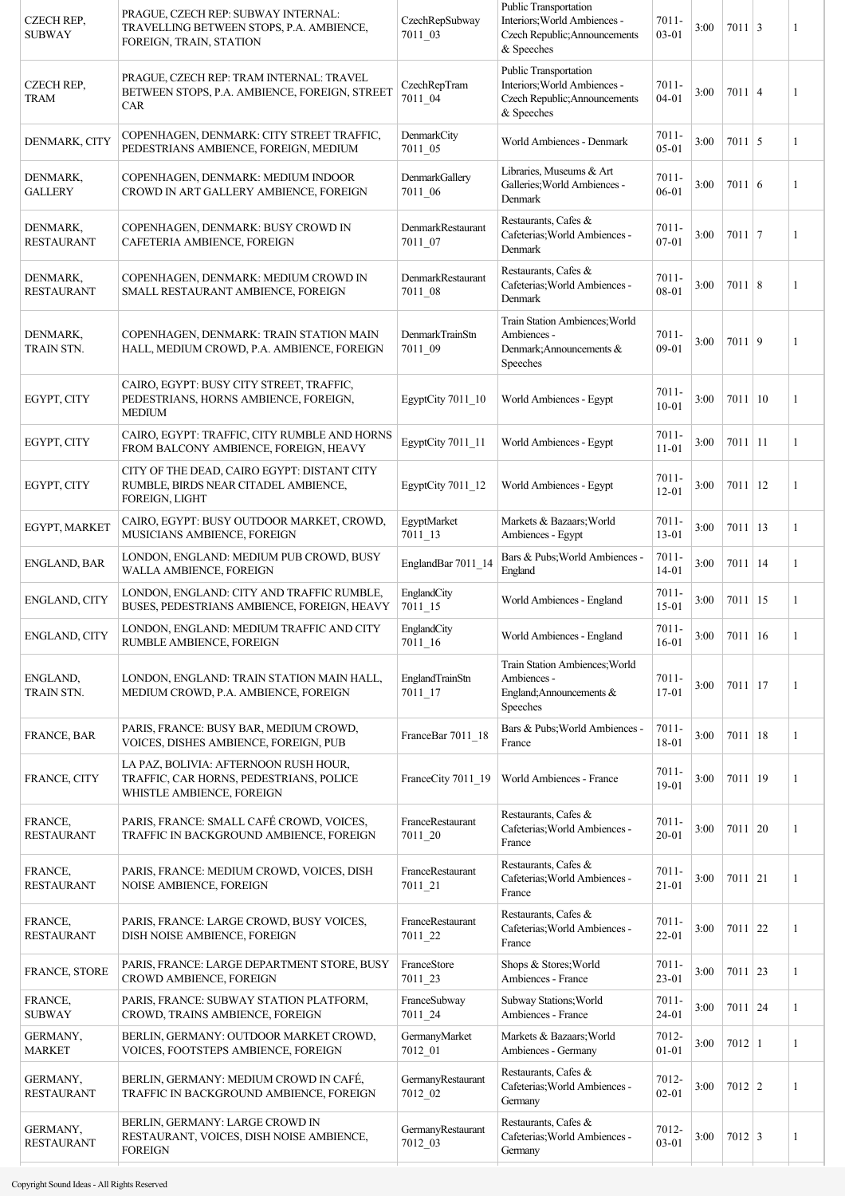| | | | | | | | | |
|---|---|---|---|---|---|---|---|---|
| CZECH REP, SUBWAY | PRAGUE, CZECH REP: SUBWAY INTERNAL: TRAVELLING BETWEEN STOPS, P.A. AMBIENCE, FOREIGN, TRAIN, STATION | CzechRepSubway 7011_03 | Public Transportation Interiors;World Ambiences - Czech Republic;Announcements & Speeches | 7011-03-01 | 3:00 | 7011 | 3 | 1 |
| CZECH REP, TRAM | PRAGUE, CZECH REP: TRAM INTERNAL: TRAVEL BETWEEN STOPS, P.A. AMBIENCE, FOREIGN, STREET CAR | CzechRepTram 7011_04 | Public Transportation Interiors;World Ambiences - Czech Republic;Announcements & Speeches | 7011-04-01 | 3:00 | 7011 | 4 | 1 |
| DENMARK, CITY | COPENHAGEN, DENMARK: CITY STREET TRAFFIC, PEDESTRIANS AMBIENCE, FOREIGN, MEDIUM | DenmarkCity 7011_05 | World Ambiences - Denmark | 7011-05-01 | 3:00 | 7011 | 5 | 1 |
| DENMARK, GALLERY | COPENHAGEN, DENMARK: MEDIUM INDOOR CROWD IN ART GALLERY AMBIENCE, FOREIGN | DenmarkGallery 7011_06 | Libraries, Museums & Art Galleries;World Ambiences - Denmark | 7011-06-01 | 3:00 | 7011 | 6 | 1 |
| DENMARK, RESTAURANT | COPENHAGEN, DENMARK: BUSY CROWD IN CAFETERIA AMBIENCE, FOREIGN | DenmarkRestaurant 7011_07 | Restaurants, Cafes & Cafeterias;World Ambiences - Denmark | 7011-07-01 | 3:00 | 7011 | 7 | 1 |
| DENMARK, RESTAURANT | COPENHAGEN, DENMARK: MEDIUM CROWD IN SMALL RESTAURANT AMBIENCE, FOREIGN | DenmarkRestaurant 7011_08 | Restaurants, Cafes & Cafeterias;World Ambiences - Denmark | 7011-08-01 | 3:00 | 7011 | 8 | 1 |
| DENMARK, TRAIN STN. | COPENHAGEN, DENMARK: TRAIN STATION MAIN HALL, MEDIUM CROWD, P.A. AMBIENCE, FOREIGN | DenmarkTrainStn 7011_09 | Train Station Ambiences;World Ambiences - Denmark;Announcements & Speeches | 7011-09-01 | 3:00 | 7011 | 9 | 1 |
| EGYPT, CITY | CAIRO, EGYPT: BUSY CITY STREET, TRAFFIC, PEDESTRIANS, HORNS AMBIENCE, FOREIGN, MEDIUM | EgyptCity 7011_10 | World Ambiences - Egypt | 7011-10-01 | 3:00 | 7011 | 10 | 1 |
| EGYPT, CITY | CAIRO, EGYPT: TRAFFIC, CITY RUMBLE AND HORNS FROM BALCONY AMBIENCE, FOREIGN, HEAVY | EgyptCity 7011_11 | World Ambiences - Egypt | 7011-11-01 | 3:00 | 7011 | 11 | 1 |
| EGYPT, CITY | CITY OF THE DEAD, CAIRO EGYPT: DISTANT CITY RUMBLE, BIRDS NEAR CITADEL AMBIENCE, FOREIGN, LIGHT | EgyptCity 7011_12 | World Ambiences - Egypt | 7011-12-01 | 3:00 | 7011 | 12 | 1 |
| EGYPT, MARKET | CAIRO, EGYPT: BUSY OUTDOOR MARKET, CROWD, MUSICIANS AMBIENCE, FOREIGN | EgyptMarket 7011_13 | Markets & Bazaars;World Ambiences - Egypt | 7011-13-01 | 3:00 | 7011 | 13 | 1 |
| ENGLAND, BAR | LONDON, ENGLAND: MEDIUM PUB CROWD, BUSY WALLA AMBIENCE, FOREIGN | EnglandBar 7011_14 | Bars & Pubs;World Ambiences - England | 7011-14-01 | 3:00 | 7011 | 14 | 1 |
| ENGLAND, CITY | LONDON, ENGLAND: CITY AND TRAFFIC RUMBLE, BUSES, PEDESTRIANS AMBIENCE, FOREIGN, HEAVY | EnglandCity 7011_15 | World Ambiences - England | 7011-15-01 | 3:00 | 7011 | 15 | 1 |
| ENGLAND, CITY | LONDON, ENGLAND: MEDIUM TRAFFIC AND CITY RUMBLE AMBIENCE, FOREIGN | EnglandCity 7011_16 | World Ambiences - England | 7011-16-01 | 3:00 | 7011 | 16 | 1 |
| ENGLAND, TRAIN STN. | LONDON, ENGLAND: TRAIN STATION MAIN HALL, MEDIUM CROWD, P.A. AMBIENCE, FOREIGN | EnglandTrainStn 7011_17 | Train Station Ambiences;World Ambiences - England;Announcements & Speeches | 7011-17-01 | 3:00 | 7011 | 17 | 1 |
| FRANCE, BAR | PARIS, FRANCE: BUSY BAR, MEDIUM CROWD, VOICES, DISHES AMBIENCE, FOREIGN, PUB | FranceBar 7011_18 | Bars & Pubs;World Ambiences - France | 7011-18-01 | 3:00 | 7011 | 18 | 1 |
| FRANCE, CITY | LA PAZ, BOLIVIA: AFTERNOON RUSH HOUR, TRAFFIC, CAR HORNS, PEDESTRIANS, POLICE WHISTLE AMBIENCE, FOREIGN | FranceCity 7011_19 | World Ambiences - France | 7011-19-01 | 3:00 | 7011 | 19 | 1 |
| FRANCE, RESTAURANT | PARIS, FRANCE: SMALL CAFÉ CROWD, VOICES, TRAFFIC IN BACKGROUND AMBIENCE, FOREIGN | FranceRestaurant 7011_20 | Restaurants, Cafes & Cafeterias;World Ambiences - France | 7011-20-01 | 3:00 | 7011 | 20 | 1 |
| FRANCE, RESTAURANT | PARIS, FRANCE: MEDIUM CROWD, VOICES, DISH NOISE AMBIENCE, FOREIGN | FranceRestaurant 7011_21 | Restaurants, Cafes & Cafeterias;World Ambiences - France | 7011-21-01 | 3:00 | 7011 | 21 | 1 |
| FRANCE, RESTAURANT | PARIS, FRANCE: LARGE CROWD, BUSY VOICES, DISH NOISE AMBIENCE, FOREIGN | FranceRestaurant 7011_22 | Restaurants, Cafes & Cafeterias;World Ambiences - France | 7011-22-01 | 3:00 | 7011 | 22 | 1 |
| FRANCE, STORE | PARIS, FRANCE: LARGE DEPARTMENT STORE, BUSY CROWD AMBIENCE, FOREIGN | FranceStore 7011_23 | Shops & Stores;World Ambiences - France | 7011-23-01 | 3:00 | 7011 | 23 | 1 |
| FRANCE, SUBWAY | PARIS, FRANCE: SUBWAY STATION PLATFORM, CROWD, TRAINS AMBIENCE, FOREIGN | FranceSubway 7011_24 | Subway Stations;World Ambiences - France | 7011-24-01 | 3:00 | 7011 | 24 | 1 |
| GERMANY, MARKET | BERLIN, GERMANY: OUTDOOR MARKET CROWD, VOICES, FOOTSTEPS AMBIENCE, FOREIGN | GermanyMarket 7012_01 | Markets & Bazaars;World Ambiences - Germany | 7012-01-01 | 3:00 | 7012 | 1 | 1 |
| GERMANY, RESTAURANT | BERLIN, GERMANY: MEDIUM CROWD IN CAFÉ, TRAFFIC IN BACKGROUND AMBIENCE, FOREIGN | GermanyRestaurant 7012_02 | Restaurants, Cafes & Cafeterias;World Ambiences - Germany | 7012-02-01 | 3:00 | 7012 | 2 | 1 |
| GERMANY, RESTAURANT | BERLIN, GERMANY: LARGE CROWD IN RESTAURANT, VOICES, DISH NOISE AMBIENCE, FOREIGN | GermanyRestaurant 7012_03 | Restaurants, Cafes & Cafeterias;World Ambiences - Germany | 7012-03-01 | 3:00 | 7012 | 3 | 1 |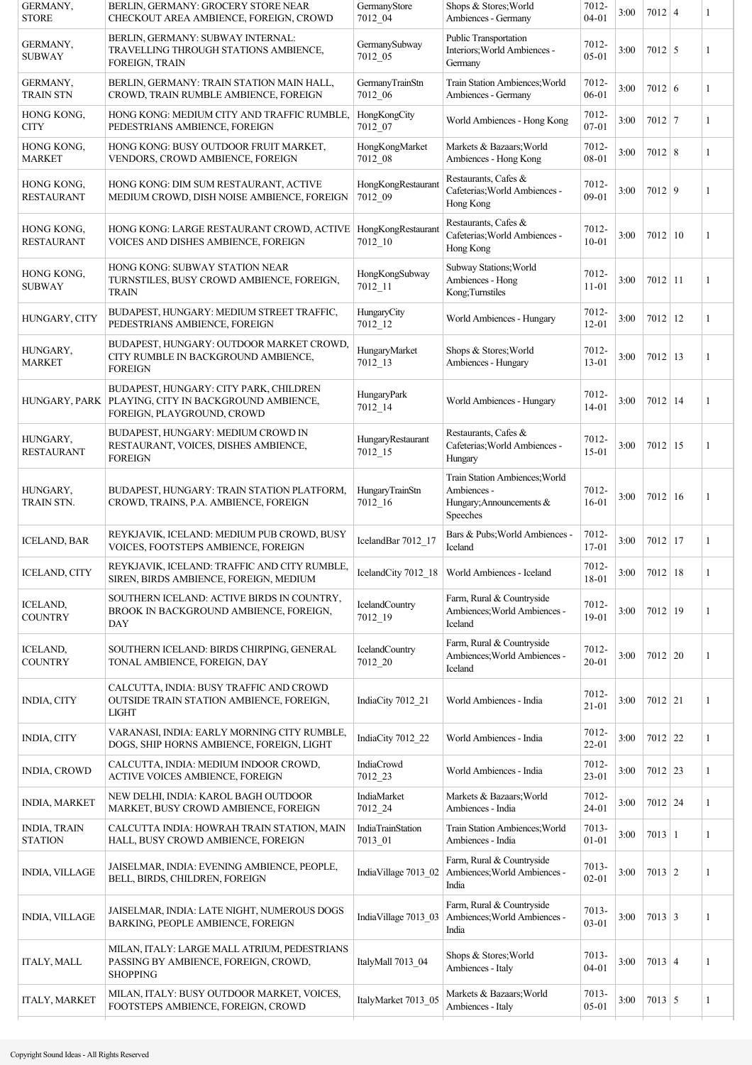| | | | | | | | | |
|---|---|---|---|---|---|---|---|---|
| GERMANY, STORE | BERLIN, GERMANY: GROCERY STORE NEAR CHECKOUT AREA AMBIENCE, FOREIGN, CROWD | GermanyStore 7012_04 | Shops & Stores;World Ambiences - Germany | 7012-04-01 | 3:00 | 7012 | 4 | 1 |
| GERMANY, SUBWAY | BERLIN, GERMANY: SUBWAY INTERNAL: TRAVELLING THROUGH STATIONS AMBIENCE, FOREIGN, TRAIN | GermanySubway 7012_05 | Public Transportation Interiors;World Ambiences - Germany | 7012-05-01 | 3:00 | 7012 | 5 | 1 |
| GERMANY, TRAIN STN | BERLIN, GERMANY: TRAIN STATION MAIN HALL, CROWD, TRAIN RUMBLE AMBIENCE, FOREIGN | GermanyTrainStn 7012_06 | Train Station Ambiences;World Ambiences - Germany | 7012-06-01 | 3:00 | 7012 | 6 | 1 |
| HONG KONG, CITY | HONG KONG: MEDIUM CITY AND TRAFFIC RUMBLE, PEDESTRIANS AMBIENCE, FOREIGN | HongKongCity 7012_07 | World Ambiences - Hong Kong | 7012-07-01 | 3:00 | 7012 | 7 | 1 |
| HONG KONG, MARKET | HONG KONG: BUSY OUTDOOR FRUIT MARKET, VENDORS, CROWD AMBIENCE, FOREIGN | HongKongMarket 7012_08 | Markets & Bazaars;World Ambiences - Hong Kong | 7012-08-01 | 3:00 | 7012 | 8 | 1 |
| HONG KONG, RESTAURANT | HONG KONG: DIM SUM RESTAURANT, ACTIVE MEDIUM CROWD, DISH NOISE AMBIENCE, FOREIGN | HongKongRestaurant 7012_09 | Restaurants, Cafes & Cafeterias;World Ambiences - Hong Kong | 7012-09-01 | 3:00 | 7012 | 9 | 1 |
| HONG KONG, RESTAURANT | HONG KONG: LARGE RESTAURANT CROWD, ACTIVE VOICES AND DISHES AMBIENCE, FOREIGN | HongKongRestaurant 7012_10 | Restaurants, Cafes & Cafeterias;World Ambiences - Hong Kong | 7012-10-01 | 3:00 | 7012 | 10 | 1 |
| HONG KONG, SUBWAY | HONG KONG: SUBWAY STATION NEAR TURNSTILES, BUSY CROWD AMBIENCE, FOREIGN, TRAIN | HongKongSubway 7012_11 | Subway Stations;World Ambiences - Hong Kong;Turnstiles | 7012-11-01 | 3:00 | 7012 | 11 | 1 |
| HUNGARY, CITY | BUDAPEST, HUNGARY: MEDIUM STREET TRAFFIC, PEDESTRIANS AMBIENCE, FOREIGN | HungaryCity 7012_12 | World Ambiences - Hungary | 7012-12-01 | 3:00 | 7012 | 12 | 1 |
| HUNGARY, MARKET | BUDAPEST, HUNGARY: OUTDOOR MARKET CROWD, CITY RUMBLE IN BACKGROUND AMBIENCE, FOREIGN | HungaryMarket 7012_13 | Shops & Stores;World Ambiences - Hungary | 7012-13-01 | 3:00 | 7012 | 13 | 1 |
| HUNGARY, PARK | BUDAPEST, HUNGARY: CITY PARK, CHILDREN PLAYING, CITY IN BACKGROUND AMBIENCE, FOREIGN, PLAYGROUND, CROWD | HungaryPark 7012_14 | World Ambiences - Hungary | 7012-14-01 | 3:00 | 7012 | 14 | 1 |
| HUNGARY, RESTAURANT | BUDAPEST, HUNGARY: MEDIUM CROWD IN RESTAURANT, VOICES, DISHES AMBIENCE, FOREIGN | HungaryRestaurant 7012_15 | Restaurants, Cafes & Cafeterias;World Ambiences - Hungary | 7012-15-01 | 3:00 | 7012 | 15 | 1 |
| HUNGARY, TRAIN STN. | BUDAPEST, HUNGARY: TRAIN STATION PLATFORM, CROWD, TRAINS, P.A. AMBIENCE, FOREIGN | HungaryTrainStn 7012_16 | Train Station Ambiences;World Ambiences - Hungary;Announcements & Speeches | 7012-16-01 | 3:00 | 7012 | 16 | 1 |
| ICELAND, BAR | REYKJAVIK, ICELAND: MEDIUM PUB CROWD, BUSY VOICES, FOOTSTEPS AMBIENCE, FOREIGN | IcelandBar 7012_17 | Bars & Pubs;World Ambiences - Iceland | 7012-17-01 | 3:00 | 7012 | 17 | 1 |
| ICELAND, CITY | REYKJAVIK, ICELAND: TRAFFIC AND CITY RUMBLE, SIREN, BIRDS AMBIENCE, FOREIGN, MEDIUM | IcelandCity 7012_18 | World Ambiences - Iceland | 7012-18-01 | 3:00 | 7012 | 18 | 1 |
| ICELAND, COUNTRY | SOUTHERN ICELAND: ACTIVE BIRDS IN COUNTRY, BROOK IN BACKGROUND AMBIENCE, FOREIGN, DAY | IcelandCountry 7012_19 | Farm, Rural & Countryside Ambiences;World Ambiences - Iceland | 7012-19-01 | 3:00 | 7012 | 19 | 1 |
| ICELAND, COUNTRY | SOUTHERN ICELAND: BIRDS CHIRPING, GENERAL TONAL AMBIENCE, FOREIGN, DAY | IcelandCountry 7012_20 | Farm, Rural & Countryside Ambiences;World Ambiences - Iceland | 7012-20-01 | 3:00 | 7012 | 20 | 1 |
| INDIA, CITY | CALCUTTA, INDIA: BUSY TRAFFIC AND CROWD OUTSIDE TRAIN STATION AMBIENCE, FOREIGN, LIGHT | IndiaCity 7012_21 | World Ambiences - India | 7012-21-01 | 3:00 | 7012 | 21 | 1 |
| INDIA, CITY | VARANASI, INDIA: EARLY MORNING CITY RUMBLE, DOGS, SHIP HORNS AMBIENCE, FOREIGN, LIGHT | IndiaCity 7012_22 | World Ambiences - India | 7012-22-01 | 3:00 | 7012 | 22 | 1 |
| INDIA, CROWD | CALCUTTA, INDIA: MEDIUM INDOOR CROWD, ACTIVE VOICES AMBIENCE, FOREIGN | IndiaCrowd 7012_23 | World Ambiences - India | 7012-23-01 | 3:00 | 7012 | 23 | 1 |
| INDIA, MARKET | NEW DELHI, INDIA: KAROL BAGH OUTDOOR MARKET, BUSY CROWD AMBIENCE, FOREIGN | IndiaMarket 7012_24 | Markets & Bazaars;World Ambiences - India | 7012-24-01 | 3:00 | 7012 | 24 | 1 |
| INDIA, TRAIN STATION | CALCUTTA INDIA: HOWRAH TRAIN STATION, MAIN HALL, BUSY CROWD AMBIENCE, FOREIGN | IndiaTrainStation 7013_01 | Train Station Ambiences;World Ambiences - India | 7013-01-01 | 3:00 | 7013 | 1 | 1 |
| INDIA, VILLAGE | JAISELMAR, INDIA: EVENING AMBIENCE, PEOPLE, BELL, BIRDS, CHILDREN, FOREIGN | IndiaVillage 7013_02 | Farm, Rural & Countryside Ambiences;World Ambiences - India | 7013-02-01 | 3:00 | 7013 | 2 | 1 |
| INDIA, VILLAGE | JAISELMAR, INDIA: LATE NIGHT, NUMEROUS DOGS BARKING, PEOPLE AMBIENCE, FOREIGN | IndiaVillage 7013_03 | Farm, Rural & Countryside Ambiences;World Ambiences - India | 7013-03-01 | 3:00 | 7013 | 3 | 1 |
| ITALY, MALL | MILAN, ITALY: LARGE MALL ATRIUM, PEDESTRIANS PASSING BY AMBIENCE, FOREIGN, CROWD, SHOPPING | ItalyMall 7013_04 | Shops & Stores;World Ambiences - Italy | 7013-04-01 | 3:00 | 7013 | 4 | 1 |
| ITALY, MARKET | MILAN, ITALY: BUSY OUTDOOR MARKET, VOICES, FOOTSTEPS AMBIENCE, FOREIGN, CROWD | ItalyMarket 7013_05 | Markets & Bazaars;World Ambiences - Italy | 7013-05-01 | 3:00 | 7013 | 5 | 1 |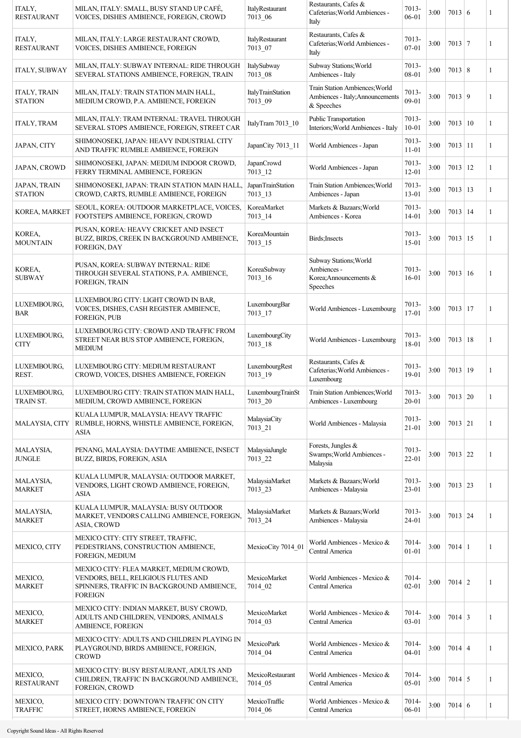| | | | | | | | | |
|---|---|---|---|---|---|---|---|---|
| ITALY, RESTAURANT | MILAN, ITALY: SMALL, BUSY STAND UP CAFÉ, VOICES, DISHES AMBIENCE, FOREIGN, CROWD | ItalyRestaurant 7013_06 | Restaurants, Cafes & Cafeterias;World Ambiences - Italy | 7013-06-01 | 3:00 | 7013 | 6 | 1 |
| ITALY, RESTAURANT | MILAN, ITALY: LARGE RESTAURANT CROWD, VOICES, DISHES AMBIENCE, FOREIGN | ItalyRestaurant 7013_07 | Restaurants, Cafes & Cafeterias;World Ambiences - Italy | 7013-07-01 | 3:00 | 7013 | 7 | 1 |
| ITALY, SUBWAY | MILAN, ITALY: SUBWAY INTERNAL: RIDE THROUGH SEVERAL STATIONS AMBIENCE, FOREIGN, TRAIN | ItalySubway 7013_08 | Subway Stations;World Ambiences - Italy | 7013-08-01 | 3:00 | 7013 | 8 | 1 |
| ITALY, TRAIN STATION | MILAN, ITALY: TRAIN STATION MAIN HALL, MEDIUM CROWD, P.A. AMBIENCE, FOREIGN | ItalyTrainStation 7013_09 | Train Station Ambiences;World Ambiences - Italy;Announcements & Speeches | 7013-09-01 | 3:00 | 7013 | 9 | 1 |
| ITALY, TRAM | MILAN, ITALY: TRAM INTERNAL: TRAVEL THROUGH SEVERAL STOPS AMBIENCE, FOREIGN, STREET CAR | ItalyTram 7013_10 | Public Transportation Interiors;World Ambiences - Italy | 7013-10-01 | 3:00 | 7013 | 10 | 1 |
| JAPAN, CITY | SHIMONOSEKI, JAPAN: HEAVY INDUSTRIAL CITY AND TRAFFIC RUMBLE AMBIENCE, FOREIGN | JapanCity 7013_11 | World Ambiences - Japan | 7013-11-01 | 3:00 | 7013 | 11 | 1 |
| JAPAN, CROWD | SHIMONOSEKI, JAPAN: MEDIUM INDOOR CROWD, FERRY TERMINAL AMBIENCE, FOREIGN | JapanCrowd 7013_12 | World Ambiences - Japan | 7013-12-01 | 3:00 | 7013 | 12 | 1 |
| JAPAN, TRAIN STATION | SHIMONOSEKI, JAPAN: TRAIN STATION MAIN HALL, CROWD, CARTS, RUMBLE AMBIENCE, FOREIGN | JapanTrainStation 7013_13 | Train Station Ambiences;World Ambiences - Japan | 7013-13-01 | 3:00 | 7013 | 13 | 1 |
| KOREA, MARKET | SEOUL, KOREA: OUTDOOR MARKETPLACE, VOICES, FOOTSTEPS AMBIENCE, FOREIGN, CROWD | KoreaMarket 7013_14 | Markets & Bazaars;World Ambiences - Korea | 7013-14-01 | 3:00 | 7013 | 14 | 1 |
| KOREA, MOUNTAIN | PUSAN, KOREA: HEAVY CRICKET AND INSECT BUZZ, BIRDS, CREEK IN BACKGROUND AMBIENCE, FOREIGN, DAY | KoreaMountain 7013_15 | Birds;Insects | 7013-15-01 | 3:00 | 7013 | 15 | 1 |
| KOREA, SUBWAY | PUSAN, KOREA: SUBWAY INTERNAL: RIDE THROUGH SEVERAL STATIONS, P.A. AMBIENCE, FOREIGN, TRAIN | KoreaSubway 7013_16 | Subway Stations;World Ambiences - Korea;Announcements & Speeches | 7013-16-01 | 3:00 | 7013 | 16 | 1 |
| LUXEMBOURG, BAR | LUXEMBOURG CITY: LIGHT CROWD IN BAR, VOICES, DISHES, CASH REGISTER AMBIENCE, FOREIGN, PUB | LuxembourgBar 7013_17 | World Ambiences - Luxembourg | 7013-17-01 | 3:00 | 7013 | 17 | 1 |
| LUXEMBOURG, CITY | LUXEMBOURG CITY: CROWD AND TRAFFIC FROM STREET NEAR BUS STOP AMBIENCE, FOREIGN, MEDIUM | LuxembourgCity 7013_18 | World Ambiences - Luxembourg | 7013-18-01 | 3:00 | 7013 | 18 | 1 |
| LUXEMBOURG, REST. | LUXEMBOURG CITY: MEDIUM RESTAURANT CROWD, VOICES, DISHES AMBIENCE, FOREIGN | LuxembourgRest 7013_19 | Restaurants, Cafes & Cafeterias;World Ambiences - Luxembourg | 7013-19-01 | 3:00 | 7013 | 19 | 1 |
| LUXEMBOURG, TRAIN ST. | LUXEMBOURG CITY: TRAIN STATION MAIN HALL, MEDIUM, CROWD AMBIENCE, FOREIGN | LuxembourgTrainSt 7013_20 | Train Station Ambiences;World Ambiences - Luxembourg | 7013-20-01 | 3:00 | 7013 | 20 | 1 |
| MALAYSIA, CITY | KUALA LUMPUR, MALAYSIA: HEAVY TRAFFIC RUMBLE, HORNS, WHISTLE AMBIENCE, FOREIGN, ASIA | MalaysiaCity 7013_21 | World Ambiences - Malaysia | 7013-21-01 | 3:00 | 7013 | 21 | 1 |
| MALAYSIA, JUNGLE | PENANG, MALAYSIA: DAYTIME AMBIENCE, INSECT BUZZ, BIRDS, FOREIGN, ASIA | MalaysiaJungle 7013_22 | Forests, Jungles & Swamps;World Ambiences - Malaysia | 7013-22-01 | 3:00 | 7013 | 22 | 1 |
| MALAYSIA, MARKET | KUALA LUMPUR, MALAYSIA: OUTDOOR MARKET, VENDORS, LIGHT CROWD AMBIENCE, FOREIGN, ASIA | MalaysiaMarket 7013_23 | Markets & Bazaars;World Ambiences - Malaysia | 7013-23-01 | 3:00 | 7013 | 23 | 1 |
| MALAYSIA, MARKET | KUALA LUMPUR, MALAYSIA: BUSY OUTDOOR MARKET, VENDORS CALLING AMBIENCE, FOREIGN, ASIA, CROWD | MalaysiaMarket 7013_24 | Markets & Bazaars;World Ambiences - Malaysia | 7013-24-01 | 3:00 | 7013 | 24 | 1 |
| MEXICO, CITY | MEXICO CITY: CITY STREET, TRAFFIC, PEDESTRIANS, CONSTRUCTION AMBIENCE, FOREIGN, MEDIUM | MexicoCity 7014_01 | World Ambiences - Mexico & Central America | 7014-01-01 | 3:00 | 7014 | 1 | 1 |
| MEXICO, MARKET | MEXICO CITY: FLEA MARKET, MEDIUM CROWD, VENDORS, BELL, RELIGIOUS FLUTES AND SPINNERS, TRAFFIC IN BACKGROUND AMBIENCE, FOREIGN | MexicoMarket 7014_02 | World Ambiences - Mexico & Central America | 7014-02-01 | 3:00 | 7014 | 2 | 1 |
| MEXICO, MARKET | MEXICO CITY: INDIAN MARKET, BUSY CROWD, ADULTS AND CHILDREN, VENDORS, ANIMALS AMBIENCE, FOREIGN | MexicoMarket 7014_03 | World Ambiences - Mexico & Central America | 7014-03-01 | 3:00 | 7014 | 3 | 1 |
| MEXICO, PARK | MEXICO CITY: ADULTS AND CHILDREN PLAYING IN PLAYGROUND, BIRDS AMBIENCE, FOREIGN, CROWD | MexicoPark 7014_04 | World Ambiences - Mexico & Central America | 7014-04-01 | 3:00 | 7014 | 4 | 1 |
| MEXICO, RESTAURANT | MEXICO CITY: BUSY RESTAURANT, ADULTS AND CHILDREN, TRAFFIC IN BACKGROUND AMBIENCE, FOREIGN, CROWD | MexicoRestaurant 7014_05 | World Ambiences - Mexico & Central America | 7014-05-01 | 3:00 | 7014 | 5 | 1 |
| MEXICO, TRAFFIC | MEXICO CITY: DOWNTOWN TRAFFIC ON CITY STREET, HORNS AMBIENCE, FOREIGN | MexicoTraffic 7014_06 | World Ambiences - Mexico & Central America | 7014-06-01 | 3:00 | 7014 | 6 | 1 |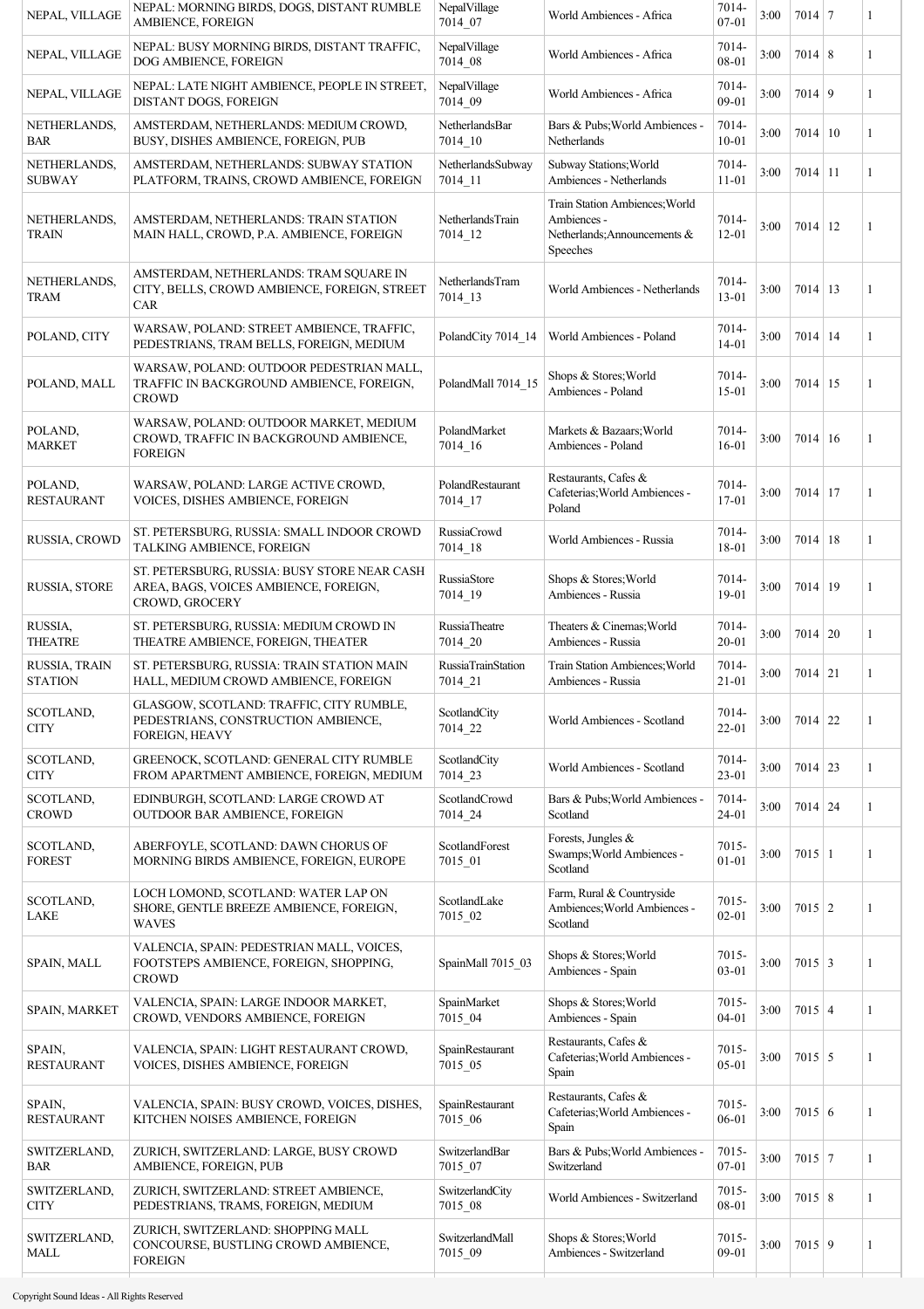| NEPAL, VILLAGE | NEPAL: MORNING BIRDS, DOGS, DISTANT RUMBLE AMBIENCE, FOREIGN | NepalVillage 7014_07 | World Ambiences - Africa | 7014-07-01 | 3:00 | 7014 | 7 | 1 |
|---|---|---|---|---|---|---|---|---|
| NEPAL, VILLAGE | NEPAL: BUSY MORNING BIRDS, DISTANT TRAFFIC, DOG AMBIENCE, FOREIGN | NepalVillage 7014_08 | World Ambiences - Africa | 7014-08-01 | 3:00 | 7014 | 8 | 1 |
| NEPAL, VILLAGE | NEPAL: LATE NIGHT AMBIENCE, PEOPLE IN STREET, DISTANT DOGS, FOREIGN | NepalVillage 7014_09 | World Ambiences - Africa | 7014-09-01 | 3:00 | 7014 | 9 | 1 |
| NETHERLANDS, BAR | AMSTERDAM, NETHERLANDS: MEDIUM CROWD, BUSY, DISHES AMBIENCE, FOREIGN, PUB | NetherlandsBar 7014_10 | Bars & Pubs;World Ambiences - Netherlands | 7014-10-01 | 3:00 | 7014 | 10 | 1 |
| NETHERLANDS, SUBWAY | AMSTERDAM, NETHERLANDS: SUBWAY STATION PLATFORM, TRAINS, CROWD AMBIENCE, FOREIGN | NetherlandsSubway 7014_11 | Subway Stations;World Ambiences - Netherlands | 7014-11-01 | 3:00 | 7014 | 11 | 1 |
| NETHERLANDS, TRAIN | AMSTERDAM, NETHERLANDS: TRAIN STATION MAIN HALL, CROWD, P.A. AMBIENCE, FOREIGN | NetherlandsTrain 7014_12 | Train Station Ambiences;World Ambiences - Netherlands;Announcements & Speeches | 7014-12-01 | 3:00 | 7014 | 12 | 1 |
| NETHERLANDS, TRAM | AMSTERDAM, NETHERLANDS: TRAM SQUARE IN CITY, BELLS, CROWD AMBIENCE, FOREIGN, STREET CAR | NetherlandsTram 7014_13 | World Ambiences - Netherlands | 7014-13-01 | 3:00 | 7014 | 13 | 1 |
| POLAND, CITY | WARSAW, POLAND: STREET AMBIENCE, TRAFFIC, PEDESTRIANS, TRAM BELLS, FOREIGN, MEDIUM | PolandCity 7014_14 | World Ambiences - Poland | 7014-14-01 | 3:00 | 7014 | 14 | 1 |
| POLAND, MALL | WARSAW, POLAND: OUTDOOR PEDESTRIAN MALL, TRAFFIC IN BACKGROUND AMBIENCE, FOREIGN, CROWD | PolandMall 7014_15 | Shops & Stores;World Ambiences - Poland | 7014-15-01 | 3:00 | 7014 | 15 | 1 |
| POLAND, MARKET | WARSAW, POLAND: OUTDOOR MARKET, MEDIUM CROWD, TRAFFIC IN BACKGROUND AMBIENCE, FOREIGN | PolandMarket 7014_16 | Markets & Bazaars;World Ambiences - Poland | 7014-16-01 | 3:00 | 7014 | 16 | 1 |
| POLAND, RESTAURANT | WARSAW, POLAND: LARGE ACTIVE CROWD, VOICES, DISHES AMBIENCE, FOREIGN | PolandRestaurant 7014_17 | Restaurants, Cafes & Cafeterias;World Ambiences - Poland | 7014-17-01 | 3:00 | 7014 | 17 | 1 |
| RUSSIA, CROWD | ST. PETERSBURG, RUSSIA: SMALL INDOOR CROWD TALKING AMBIENCE, FOREIGN | RussiaCrowd 7014_18 | World Ambiences - Russia | 7014-18-01 | 3:00 | 7014 | 18 | 1 |
| RUSSIA, STORE | ST. PETERSBURG, RUSSIA: BUSY STORE NEAR CASH AREA, BAGS, VOICES AMBIENCE, FOREIGN, CROWD, GROCERY | RussiaStore 7014_19 | Shops & Stores;World Ambiences - Russia | 7014-19-01 | 3:00 | 7014 | 19 | 1 |
| RUSSIA, THEATRE | ST. PETERSBURG, RUSSIA: MEDIUM CROWD IN THEATRE AMBIENCE, FOREIGN, THEATER | RussiaTheatre 7014_20 | Theaters & Cinemas;World Ambiences - Russia | 7014-20-01 | 3:00 | 7014 | 20 | 1 |
| RUSSIA, TRAIN STATION | ST. PETERSBURG, RUSSIA: TRAIN STATION MAIN HALL, MEDIUM CROWD AMBIENCE, FOREIGN | RussiaTrainStation 7014_21 | Train Station Ambiences;World Ambiences - Russia | 7014-21-01 | 3:00 | 7014 | 21 | 1 |
| SCOTLAND, CITY | GLASGOW, SCOTLAND: TRAFFIC, CITY RUMBLE, PEDESTRIANS, CONSTRUCTION AMBIENCE, FOREIGN, HEAVY | ScotlandCity 7014_22 | World Ambiences - Scotland | 7014-22-01 | 3:00 | 7014 | 22 | 1 |
| SCOTLAND, CITY | GREENOCK, SCOTLAND: GENERAL CITY RUMBLE FROM APARTMENT AMBIENCE, FOREIGN, MEDIUM | ScotlandCity 7014_23 | World Ambiences - Scotland | 7014-23-01 | 3:00 | 7014 | 23 | 1 |
| SCOTLAND, CROWD | EDINBURGH, SCOTLAND: LARGE CROWD AT OUTDOOR BAR AMBIENCE, FOREIGN | ScotlandCrowd 7014_24 | Bars & Pubs;World Ambiences - Scotland | 7014-24-01 | 3:00 | 7014 | 24 | 1 |
| SCOTLAND, FOREST | ABERFOYLE, SCOTLAND: DAWN CHORUS OF MORNING BIRDS AMBIENCE, FOREIGN, EUROPE | ScotlandForest 7015_01 | Forests, Jungles & Swamps;World Ambiences - Scotland | 7015-01-01 | 3:00 | 7015 | 1 | 1 |
| SCOTLAND, LAKE | LOCH LOMOND, SCOTLAND: WATER LAP ON SHORE, GENTLE BREEZE AMBIENCE, FOREIGN, WAVES | ScotlandLake 7015_02 | Farm, Rural & Countryside Ambiences;World Ambiences - Scotland | 7015-02-01 | 3:00 | 7015 | 2 | 1 |
| SPAIN, MALL | VALENCIA, SPAIN: PEDESTRIAN MALL, VOICES, FOOTSTEPS AMBIENCE, FOREIGN, SHOPPING, CROWD | SpainMall 7015_03 | Shops & Stores;World Ambiences - Spain | 7015-03-01 | 3:00 | 7015 | 3 | 1 |
| SPAIN, MARKET | VALENCIA, SPAIN: LARGE INDOOR MARKET, CROWD, VENDORS AMBIENCE, FOREIGN | SpainMarket 7015_04 | Shops & Stores;World Ambiences - Spain | 7015-04-01 | 3:00 | 7015 | 4 | 1 |
| SPAIN, RESTAURANT | VALENCIA, SPAIN: LIGHT RESTAURANT CROWD, VOICES, DISHES AMBIENCE, FOREIGN | SpainRestaurant 7015_05 | Restaurants, Cafes & Cafeterias;World Ambiences - Spain | 7015-05-01 | 3:00 | 7015 | 5 | 1 |
| SPAIN, RESTAURANT | VALENCIA, SPAIN: BUSY CROWD, VOICES, DISHES, KITCHEN NOISES AMBIENCE, FOREIGN | SpainRestaurant 7015_06 | Restaurants, Cafes & Cafeterias;World Ambiences - Spain | 7015-06-01 | 3:00 | 7015 | 6 | 1 |
| SWITZERLAND, BAR | ZURICH, SWITZERLAND: LARGE, BUSY CROWD AMBIENCE, FOREIGN, PUB | SwitzerlandBar 7015_07 | Bars & Pubs;World Ambiences - Switzerland | 7015-07-01 | 3:00 | 7015 | 7 | 1 |
| SWITZERLAND, CITY | ZURICH, SWITZERLAND: STREET AMBIENCE, PEDESTRIANS, TRAMS, FOREIGN, MEDIUM | SwitzerlandCity 7015_08 | World Ambiences - Switzerland | 7015-08-01 | 3:00 | 7015 | 8 | 1 |
| SWITZERLAND, MALL | ZURICH, SWITZERLAND: SHOPPING MALL CONCOURSE, BUSTLING CROWD AMBIENCE, FOREIGN | SwitzerlandMall 7015_09 | Shops & Stores;World Ambiences - Switzerland | 7015-09-01 | 3:00 | 7015 | 9 | 1 |

Copyright Sound Ideas - All Rights Reserved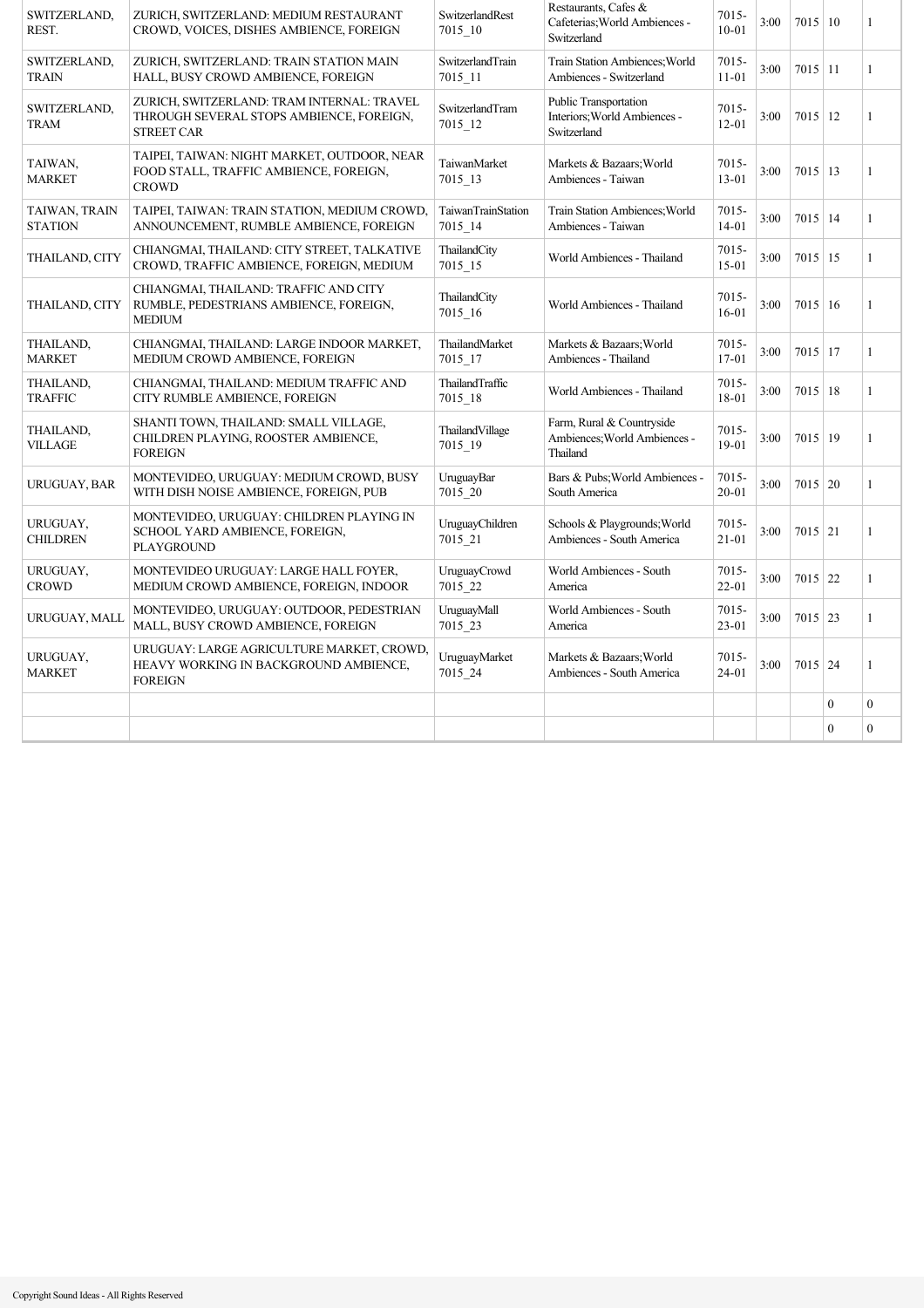| | | | | | | | | |
|---|---|---|---|---|---|---|---|---|
| SWITZERLAND, REST. | ZURICH, SWITZERLAND: MEDIUM RESTAURANT CROWD, VOICES, DISHES AMBIENCE, FOREIGN | SwitzerlandRest 7015_10 | Restaurants, Cafes & Cafeterias;World Ambiences - Switzerland | 7015-10-01 | 3:00 | 7015 | 10 | 1 |
| SWITZERLAND, TRAIN | ZURICH, SWITZERLAND: TRAIN STATION MAIN HALL, BUSY CROWD AMBIENCE, FOREIGN | SwitzerlandTrain 7015_11 | Train Station Ambiences;World Ambiences - Switzerland | 7015-11-01 | 3:00 | 7015 | 11 | 1 |
| SWITZERLAND, TRAM | ZURICH, SWITZERLAND: TRAM INTERNAL: TRAVEL THROUGH SEVERAL STOPS AMBIENCE, FOREIGN, STREET CAR | SwitzerlandTram 7015_12 | Public Transportation Interiors;World Ambiences - Switzerland | 7015-12-01 | 3:00 | 7015 | 12 | 1 |
| TAIWAN, MARKET | TAIPEI, TAIWAN: NIGHT MARKET, OUTDOOR, NEAR FOOD STALL, TRAFFIC AMBIENCE, FOREIGN, CROWD | TaiwanMarket 7015_13 | Markets & Bazaars;World Ambiences - Taiwan | 7015-13-01 | 3:00 | 7015 | 13 | 1 |
| TAIWAN, TRAIN STATION | TAIPEI, TAIWAN: TRAIN STATION, MEDIUM CROWD, ANNOUNCEMENT, RUMBLE AMBIENCE, FOREIGN | TaiwanTrainStation 7015_14 | Train Station Ambiences;World Ambiences - Taiwan | 7015-14-01 | 3:00 | 7015 | 14 | 1 |
| THAILAND, CITY | CHIANGMAI, THAILAND: CITY STREET, TALKATIVE CROWD, TRAFFIC AMBIENCE, FOREIGN, MEDIUM | ThailandCity 7015_15 | World Ambiences - Thailand | 7015-15-01 | 3:00 | 7015 | 15 | 1 |
| THAILAND, CITY | CHIANGMAI, THAILAND: TRAFFIC AND CITY RUMBLE, PEDESTRIANS AMBIENCE, FOREIGN, MEDIUM | ThailandCity 7015_16 | World Ambiences - Thailand | 7015-16-01 | 3:00 | 7015 | 16 | 1 |
| THAILAND, MARKET | CHIANGMAI, THAILAND: LARGE INDOOR MARKET, MEDIUM CROWD AMBIENCE, FOREIGN | ThailandMarket 7015_17 | Markets & Bazaars;World Ambiences - Thailand | 7015-17-01 | 3:00 | 7015 | 17 | 1 |
| THAILAND, TRAFFIC | CHIANGMAI, THAILAND: MEDIUM TRAFFIC AND CITY RUMBLE AMBIENCE, FOREIGN | ThailandTraffic 7015_18 | World Ambiences - Thailand | 7015-18-01 | 3:00 | 7015 | 18 | 1 |
| THAILAND, VILLAGE | SHANTI TOWN, THAILAND: SMALL VILLAGE, CHILDREN PLAYING, ROOSTER AMBIENCE, FOREIGN | ThailandVillage 7015_19 | Farm, Rural & Countryside Ambiences;World Ambiences - Thailand | 7015-19-01 | 3:00 | 7015 | 19 | 1 |
| URUGUAY, BAR | MONTEVIDEO, URUGUAY: MEDIUM CROWD, BUSY WITH DISH NOISE AMBIENCE, FOREIGN, PUB | UruguayBar 7015_20 | Bars & Pubs;World Ambiences - South America | 7015-20-01 | 3:00 | 7015 | 20 | 1 |
| URUGUAY, CHILDREN | MONTEVIDEO, URUGUAY: CHILDREN PLAYING IN SCHOOL YARD AMBIENCE, FOREIGN, PLAYGROUND | UruguayChildren 7015_21 | Schools & Playgrounds;World Ambiences - South America | 7015-21-01 | 3:00 | 7015 | 21 | 1 |
| URUGUAY, CROWD | MONTEVIDEO URUGUAY: LARGE HALL FOYER, MEDIUM CROWD AMBIENCE, FOREIGN, INDOOR | UruguayCrowd 7015_22 | World Ambiences - South America | 7015-22-01 | 3:00 | 7015 | 22 | 1 |
| URUGUAY, MALL | MONTEVIDEO, URUGUAY: OUTDOOR, PEDESTRIAN MALL, BUSY CROWD AMBIENCE, FOREIGN | UruguayMall 7015_23 | World Ambiences - South America | 7015-23-01 | 3:00 | 7015 | 23 | 1 |
| URUGUAY, MARKET | URUGUAY: LARGE AGRICULTURE MARKET, CROWD, HEAVY WORKING IN BACKGROUND AMBIENCE, FOREIGN | UruguayMarket 7015_24 | Markets & Bazaars;World Ambiences - South America | 7015-24-01 | 3:00 | 7015 | 24 | 1 |
| | | | | | | | 0 | 0 |
| | | | | | | | 0 | 0 |

Copyright Sound Ideas - All Rights Reserved